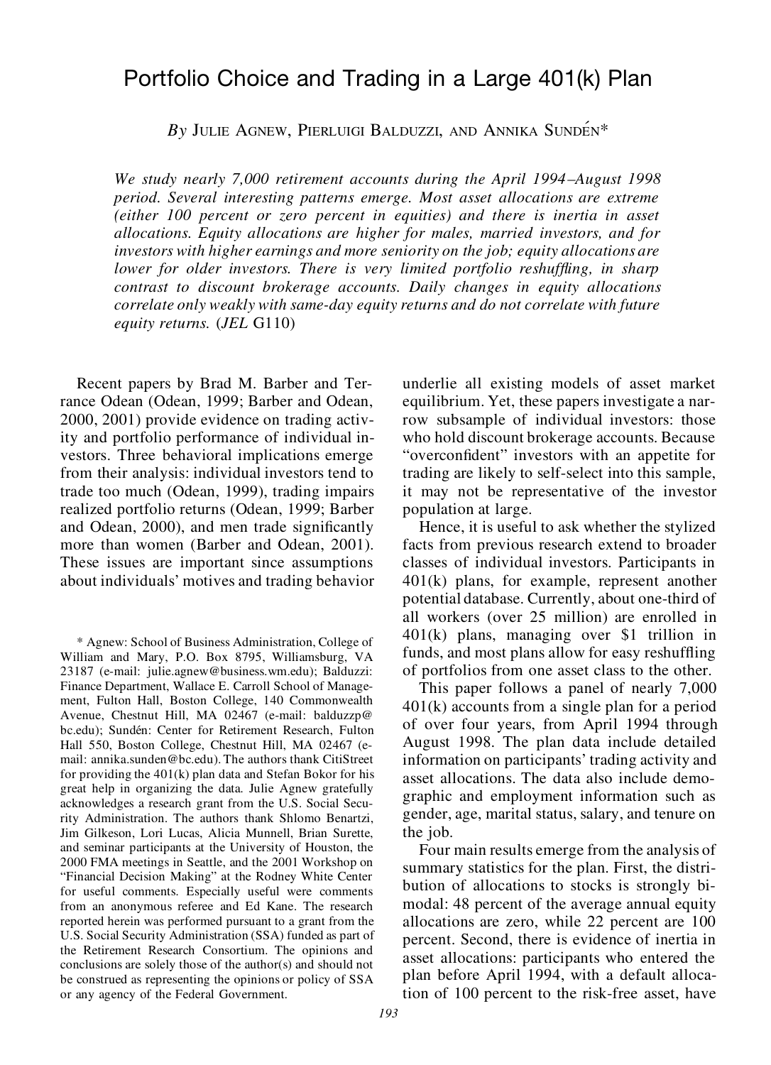# Portfolio Choice and Trading in a Large 401(k) Plan

*By* Julie Agnew, Pierluigi Balduzzi, and Annika Sundén*

*We study nearly 7,000 retirement accounts during the April 1994–August 1998 period. Several interesting patterns emerge. Most asset allocations are extreme (either 100 percent or zero percent in equities) and there is inertia in asset allocations. Equity allocations are higher for males, married investors, and for investors with higher earnings and more seniority on the job; equity allocations are lower for older investors. There is very limited portfolio reshuffling, in sharp contrast to discount brokerage accounts. Daily changes in equity allocations correlate only weakly with same-day equity returns and do not correlate with future equity returns.* (*JEL* G110)

Recent papers by Brad M. Barber and Terrance Odean (Odean, 1999; Barber and Odean, 2000, 2001) provide evidence on trading activity and portfolio performance of individual investors. Three behavioral implications emerge from their analysis: individual investors tend to trade too much (Odean, 1999), trading impairs realized portfolio returns (Odean, 1999; Barber and Odean, 2000), and men trade significantly more than women (Barber and Odean, 2001). These issues are important since assumptions about individuals' motives and trading behavior underlie all existing models of asset market equilibrium. Yet, these papers investigate a narrow subsample of individual investors: those who hold discount brokerage accounts. Because "overconfident" investors with an appetite for trading are likely to self-select into this sample, it may not be representative of the investor population at large.

Hence, it is useful to ask whether the stylized facts from previous research extend to broader classes of individual investors. Participants in 401(k) plans, for example, represent another potential database. Currently, about one-third of all workers (over 25 million) are enrolled in 401(k) plans, managing over $1 trillion in funds, and most plans allow for easy reshuffling of portfolios from one asset class to the other.

This paper follows a panel of nearly 7,000 401(k) accounts from a single plan for a period of over four years, from April 1994 through August 1998. The plan data include detailed information on participants' trading activity and asset allocations. The data also include demographic and employment information such as gender, age, marital status, salary, and tenure on the job.

Four main results emerge from the analysis of summary statistics for the plan. First, the distribution of allocations to stocks is strongly bimodal: 48 percent of the average annual equity allocations are zero, while 22 percent are 100 percent. Second, there is evidence of inertia in asset allocations: participants who entered the plan before April 1994, with a default allocation of 100 percent to the risk-free asset, have

\* Agnew: School of Business Administration, College of William and Mary, P.O. Box 8795, Williamsburg, VA 23187 (e-mail: julie.agnew@business.wm.edu); Balduzzi: Finance Department, Wallace E. Carroll School of Management, Fulton Hall, Boston College, 140 Commonwealth Avenue, Chestnut Hill, MA 02467 (e-mail: balduzzp@bc.edu); Sundén: Center for Retirement Research, Fulton Hall 550, Boston College, Chestnut Hill, MA 02467 (e-mail: annika.sunden@bc.edu). The authors thank CitiStreet for providing the 401(k) plan data and Stefan Bokor for his great help in organizing the data. Julie Agnew gratefully acknowledges a research grant from the U.S. Social Security Administration. The authors thank Shlomo Benartzi, Jim Gilkeson, Lori Lucas, Alicia Munnell, Brian Surette, and seminar participants at the University of Houston, the 2000 FMA meetings in Seattle, and the 2001 Workshop on "Financial Decision Making" at the Rodney White Center for useful comments. Especially useful were comments from an anonymous referee and Ed Kane. The research reported herein was performed pursuant to a grant from the U.S. Social Security Administration (SSA) funded as part of the Retirement Research Consortium. The opinions and conclusions are solely those of the author(s) and should not be construed as representing the opinions or policy of SSA or any agency of the Federal Government.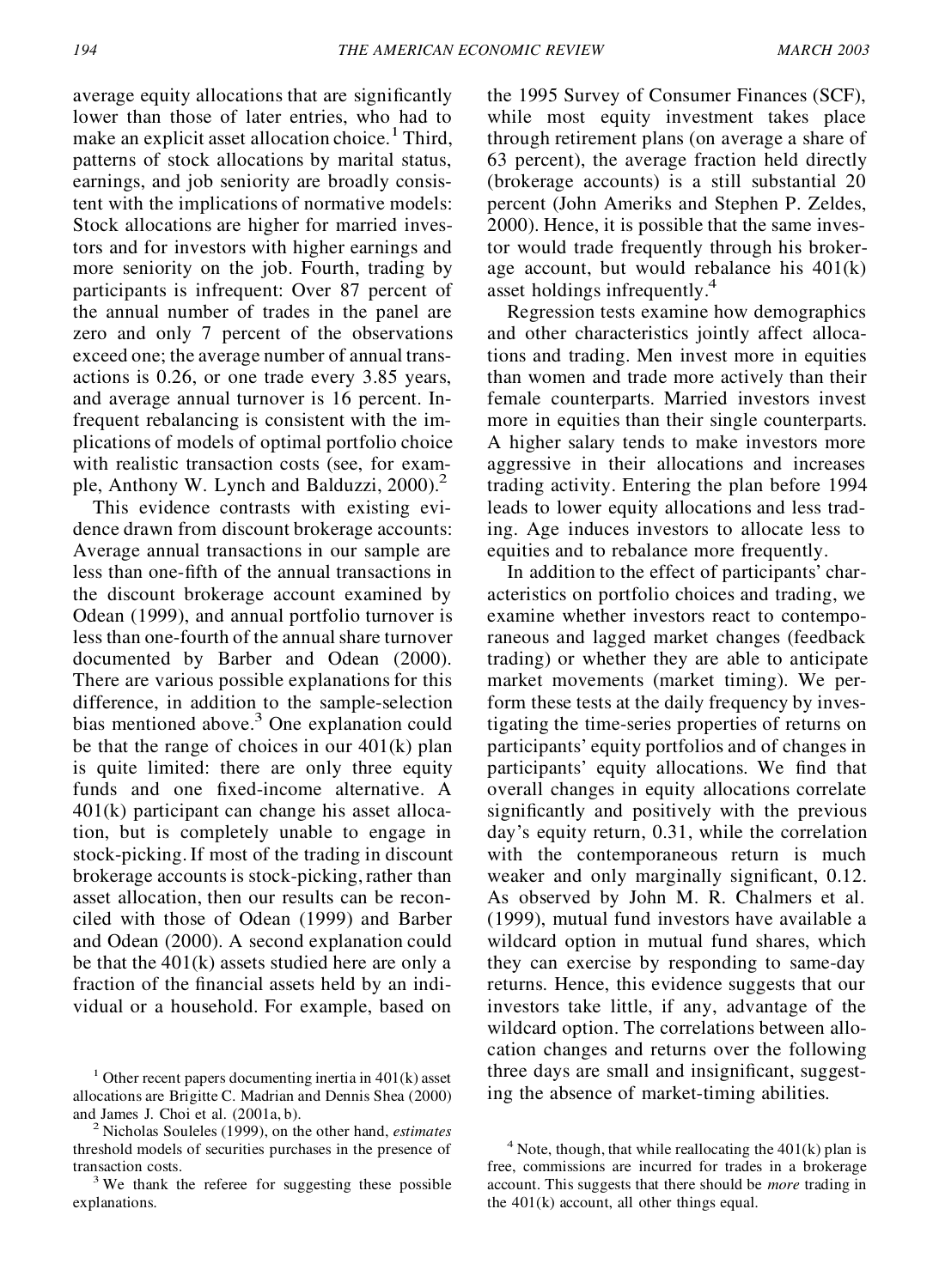average equity allocations that are significantly lower than those of later entries, who had to make an explicit asset allocation choice.[1] Third, patterns of stock allocations by marital status, earnings, and job seniority are broadly consistent with the implications of normative models: Stock allocations are higher for married investors and for investors with higher earnings and more seniority on the job. Fourth, trading by participants is infrequent: Over 87 percent of the annual number of trades in the panel are zero and only 7 percent of the observations exceed one; the average number of annual transactions is 0.26, or one trade every 3.85 years, and average annual turnover is 16 percent. Infrequent rebalancing is consistent with the implications of models of optimal portfolio choice with realistic transaction costs (see, for example, Anthony W. Lynch and Balduzzi, 2000).[2]

This evidence contrasts with existing evidence drawn from discount brokerage accounts: Average annual transactions in our sample are less than one-fifth of the annual transactions in the discount brokerage account examined by Odean (1999), and annual portfolio turnover is less than one-fourth of the annual share turnover documented by Barber and Odean (2000). There are various possible explanations for this difference, in addition to the sample-selection bias mentioned above.[3] One explanation could be that the range of choices in our 401(k) plan is quite limited: there are only three equity funds and one fixed-income alternative. A 401(k) participant can change his asset allocation, but is completely unable to engage in stock-picking. If most of the trading in discount brokerage accounts is stock-picking, rather than asset allocation, then our results can be reconciled with those of Odean (1999) and Barber and Odean (2000). A second explanation could be that the 401(k) assets studied here are only a fraction of the financial assets held by an individual or a household. For example, based on the 1995 Survey of Consumer Finances (SCF), while most equity investment takes place through retirement plans (on average a share of 63 percent), the average fraction held directly (brokerage accounts) is a still substantial 20 percent (John Ameriks and Stephen P. Zeldes, 2000). Hence, it is possible that the same investor would trade frequently through his brokerage account, but would rebalance his 401(k) asset holdings infrequently.[4]

Regression tests examine how demographics and other characteristics jointly affect allocations and trading. Men invest more in equities than women and trade more actively than their female counterparts. Married investors invest more in equities than their single counterparts. A higher salary tends to make investors more aggressive in their allocations and increases trading activity. Entering the plan before 1994 leads to lower equity allocations and less trading. Age induces investors to allocate less to equities and to rebalance more frequently.

In addition to the effect of participants' characteristics on portfolio choices and trading, we examine whether investors react to contemporaneous and lagged market changes (feedback trading) or whether they are able to anticipate market movements (market timing). We perform these tests at the daily frequency by investigating the time-series properties of returns on participants' equity portfolios and of changes in participants' equity allocations. We find that overall changes in equity allocations correlate significantly and positively with the previous day's equity return, 0.31, while the correlation with the contemporaneous return is much weaker and only marginally significant, 0.12. As observed by John M. R. Chalmers et al. (1999), mutual fund investors have available a wildcard option in mutual fund shares, which they can exercise by responding to same-day returns. Hence, this evidence suggests that our investors take little, if any, advantage of the wildcard option. The correlations between allocation changes and returns over the following three days are small and insignificant, suggesting the absence of market-timing abilities.

[1] Other recent papers documenting inertia in 401(k) asset allocations are Brigitte C. Madrian and Dennis Shea (2000) and James J. Choi et al. (2001a, b).

[2] Nicholas Souleles (1999), on the other hand, *estimates* threshold models of securities purchases in the presence of transaction costs.

[3] We thank the referee for suggesting these possible explanations.

[4] Note, though, that while reallocating the 401(k) plan is free, commissions are incurred for trades in a brokerage account. This suggests that there should be *more* trading in the 401(k) account, all other things equal.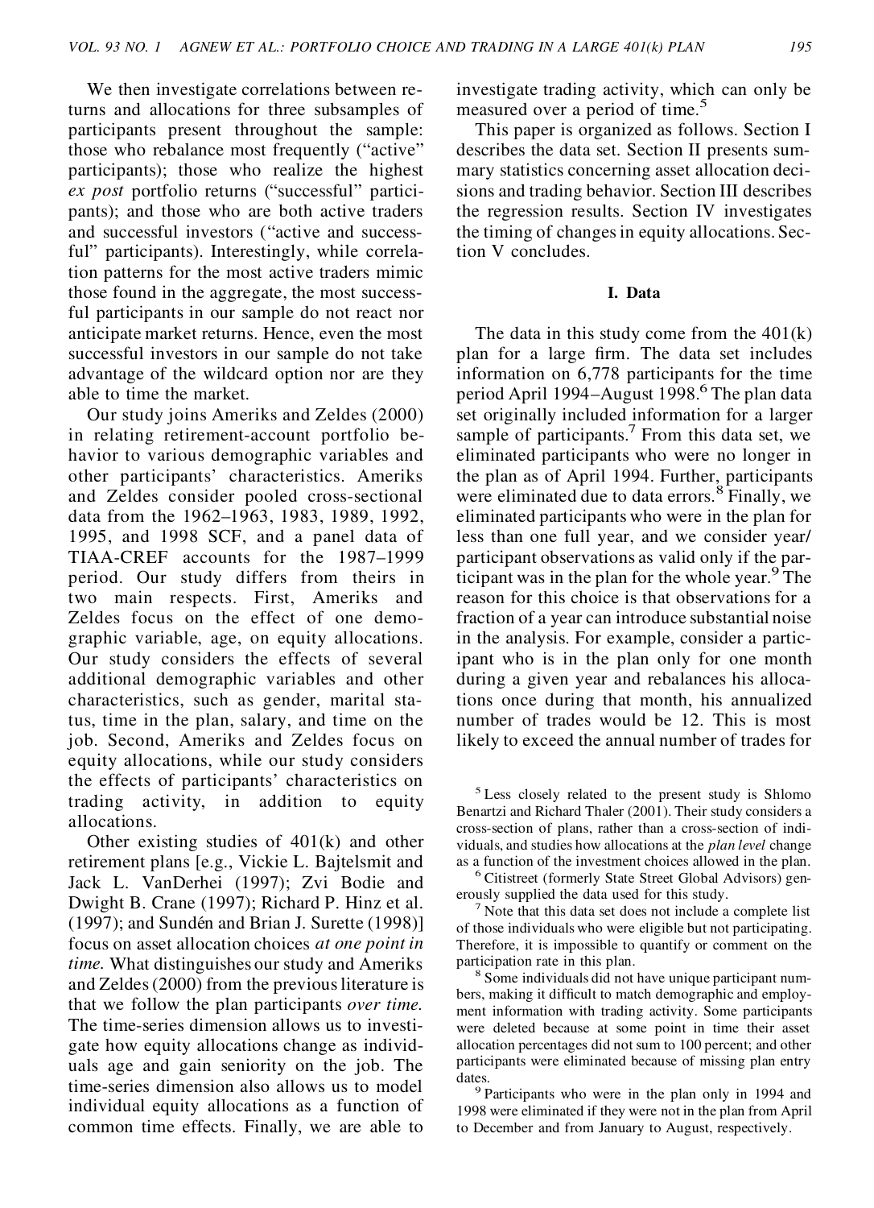We then investigate correlations between returns and allocations for three subsamples of participants present throughout the sample: those who rebalance most frequently ("active" participants); those who realize the highest *ex post* portfolio returns ("successful" participants); and those who are both active traders and successful investors ("active and successful" participants). Interestingly, while correlation patterns for the most active traders mimic those found in the aggregate, the most successful participants in our sample do not react nor anticipate market returns. Hence, even the most successful investors in our sample do not take advantage of the wildcard option nor are they able to time the market.

Our study joins Ameriks and Zeldes (2000) in relating retirement-account portfolio behavior to various demographic variables and other participants' characteristics. Ameriks and Zeldes consider pooled cross-sectional data from the 1962–1963, 1983, 1989, 1992, 1995, and 1998 SCF, and a panel data of TIAA-CREF accounts for the 1987–1999 period. Our study differs from theirs in two main respects. First, Ameriks and Zeldes focus on the effect of one demographic variable, age, on equity allocations. Our study considers the effects of several additional demographic variables and other characteristics, such as gender, marital status, time in the plan, salary, and time on the job. Second, Ameriks and Zeldes focus on equity allocations, while our study considers the effects of participants' characteristics on trading activity, in addition to equity allocations.

Other existing studies of 401(k) and other retirement plans [e.g., Vickie L. Bajtelsmit and Jack L. VanDerhei (1997); Zvi Bodie and Dwight B. Crane (1997); Richard P. Hinz et al. (1997); and Sundén and Brian J. Surette (1998)] focus on asset allocation choices *at one point in time.* What distinguishes our study and Ameriks and Zeldes (2000) from the previous literature is that we follow the plan participants *over time.* The time-series dimension allows us to investigate how equity allocations change as individuals age and gain seniority on the job. The time-series dimension also allows us to model individual equity allocations as a function of common time effects. Finally, we are able to investigate trading activity, which can only be measured over a period of time.[5]

This paper is organized as follows. Section I describes the data set. Section II presents summary statistics concerning asset allocation decisions and trading behavior. Section III describes the regression results. Section IV investigates the timing of changes in equity allocations. Section V concludes.

## I. Data

The data in this study come from the 401(k) plan for a large firm. The data set includes information on 6,778 participants for the time period April 1994–August 1998.[6] The plan data set originally included information for a larger sample of participants.[7] From this data set, we eliminated participants who were no longer in the plan as of April 1994. Further, participants were eliminated due to data errors.[8] Finally, we eliminated participants who were in the plan for less than one full year, and we consider year/participant observations as valid only if the participant was in the plan for the whole year.[9] The reason for this choice is that observations for a fraction of a year can introduce substantial noise in the analysis. For example, consider a participant who is in the plan only for one month during a given year and rebalances his allocations once during that month, his annualized number of trades would be 12. This is most likely to exceed the annual number of trades for

[5] Less closely related to the present study is Shlomo Benartzi and Richard Thaler (2001). Their study considers a cross-section of plans, rather than a cross-section of individuals, and studies how allocations at the *plan level* change as a function of the investment choices allowed in the plan.

[6] Citistreet (formerly State Street Global Advisors) generously supplied the data used for this study.

[7] Note that this data set does not include a complete list of those individuals who were eligible but not participating. Therefore, it is impossible to quantify or comment on the participation rate in this plan.

[8] Some individuals did not have unique participant numbers, making it difficult to match demographic and employment information with trading activity. Some participants were deleted because at some point in time their asset allocation percentages did not sum to 100 percent; and other participants were eliminated because of missing plan entry dates.

[9] Participants who were in the plan only in 1994 and 1998 were eliminated if they were not in the plan from April to December and from January to August, respectively.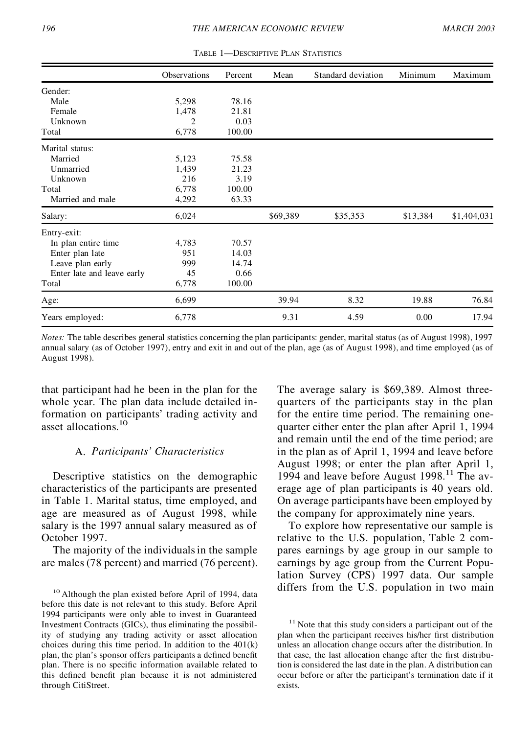TABLE 1—DESCRIPTIVE PLAN STATISTICS

| | Observations | Percent | Mean | Standard deviation | Minimum | Maximum |
|---|---|---|---|---|---|---|
| Gender: | | | | | | |
| Male | 5,298 | 78.16 | | | | |
| Female | 1,478 | 21.81 | | | | |
| Unknown | 2 | 0.03 | | | | |
| Total | 6,778 | 100.00 | | | | |
| Marital status: | | | | | | |
| Married | 5,123 | 75.58 | | | | |
| Unmarried | 1,439 | 21.23 | | | | |
| Unknown | 216 | 3.19 | | | | |
| Total | 6,778 | 100.00 | | | | |
| Married and male | 4,292 | 63.33 | | | | |
| Salary: | 6,024 | | $69,389 | $35,353 | $13,384 | $1,404,031 |
| Entry-exit: | | | | | | |
| In plan entire time | 4,783 | 70.57 | | | | |
| Enter plan late | 951 | 14.03 | | | | |
| Leave plan early | 999 | 14.74 | | | | |
| Enter late and leave early | 45 | 0.66 | | | | |
| Total | 6,778 | 100.00 | | | | |
| Age: | 6,699 | | 39.94 | 8.32 | 19.88 | 76.84 |
| Years employed: | 6,778 | | 9.31 | 4.59 | 0.00 | 17.94 |

*Notes:* The table describes general statistics concerning the plan participants: gender, marital status (as of August 1998), 1997 annual salary (as of October 1997), entry and exit in and out of the plan, age (as of August 1998), and time employed (as of August 1998).

that participant had he been in the plan for the whole year. The plan data include detailed information on participants' trading activity and asset allocations.[10]

### A. *Participants' Characteristics*

Descriptive statistics on the demographic characteristics of the participants are presented in Table 1. Marital status, time employed, and age are measured as of August 1998, while salary is the 1997 annual salary measured as of October 1997.

The majority of the individuals in the sample are males (78 percent) and married (76 percent). The average salary is $69,389. Almost three-quarters of the participants stay in the plan for the entire time period. The remaining one-quarter either enter the plan after April 1, 1994 and remain until the end of the time period; are in the plan as of April 1, 1994 and leave before August 1998; or enter the plan after April 1, 1994 and leave before August 1998.[11] The average age of plan participants is 40 years old. On average participants have been employed by the company for approximately nine years.

To explore how representative our sample is relative to the U.S. population, Table 2 compares earnings by age group in our sample to earnings by age group from the Current Population Survey (CPS) 1997 data. Our sample differs from the U.S. population in two main

[10] Although the plan existed before April of 1994, data before this date is not relevant to this study. Before April 1994 participants were only able to invest in Guaranteed Investment Contracts (GICs), thus eliminating the possibility of studying any trading activity or asset allocation choices during this time period. In addition to the 401(k) plan, the plan's sponsor offers participants a defined benefit plan. There is no specific information available related to this defined benefit plan because it is not administered through CitiStreet.

[11] Note that this study considers a participant out of the plan when the participant receives his/her first distribution unless an allocation change occurs after the distribution. In that case, the last allocation change after the first distribution is considered the last date in the plan. A distribution can occur before or after the participant's termination date if it exists.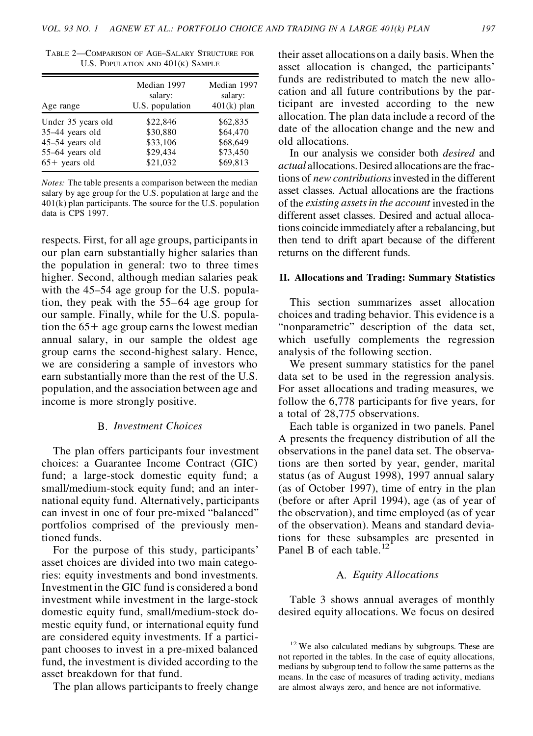TABLE 2—COMPARISON OF AGE–SALARY STRUCTURE FOR U.S. POPULATION AND 401(K) SAMPLE

| Age range | Median 1997 salary: U.S. population | Median 1997 salary: 401(k) plan |
|---|---|---|
| Under 35 years old | \$22,846 | \$62,835 |
| 35–44 years old | \$30,880 | \$64,470 |
| 45–54 years old | \$33,106 | \$68,649 |
| 55–64 years old | \$29,434 | \$73,450 |
| 65+ years old | \$21,032 | \$69,813 |

*Notes:* The table presents a comparison between the median salary by age group for the U.S. population at large and the 401(k) plan participants. The source for the U.S. population data is CPS 1997.

respects. First, for all age groups, participants in our plan earn substantially higher salaries than the population in general: two to three times higher. Second, although median salaries peak with the 45–54 age group for the U.S. population, they peak with the 55–64 age group for our sample. Finally, while for the U.S. population the 65+ age group earns the lowest median annual salary, in our sample the oldest age group earns the second-highest salary. Hence, we are considering a sample of investors who earn substantially more than the rest of the U.S. population, and the association between age and income is more strongly positive.

### B. *Investment Choices*

The plan offers participants four investment choices: a Guarantee Income Contract (GIC) fund; a large-stock domestic equity fund; a small/medium-stock equity fund; and an international equity fund. Alternatively, participants can invest in one of four pre-mixed "balanced" portfolios comprised of the previously mentioned funds.

For the purpose of this study, participants' asset choices are divided into two main categories: equity investments and bond investments. Investment in the GIC fund is considered a bond investment while investment in the large-stock domestic equity fund, small/medium-stock domestic equity fund, or international equity fund are considered equity investments. If a participant chooses to invest in a pre-mixed balanced fund, the investment is divided according to the asset breakdown for that fund.

The plan allows participants to freely change their asset allocations on a daily basis. When the asset allocation is changed, the participants' funds are redistributed to match the new allocation and all future contributions by the participant are invested according to the new allocation. The plan data include a record of the date of the allocation change and the new and old allocations.

In our analysis we consider both *desired* and *actual* allocations. Desired allocations are the fractions of *new contributions* invested in the different asset classes. Actual allocations are the fractions of the *existing assets in the account* invested in the different asset classes. Desired and actual allocations coincide immediately after a rebalancing, but then tend to drift apart because of the different returns on the different funds.

## II. Allocations and Trading: Summary Statistics

This section summarizes asset allocation choices and trading behavior. This evidence is a "nonparametric" description of the data set, which usefully complements the regression analysis of the following section.

We present summary statistics for the panel data set to be used in the regression analysis. For asset allocations and trading measures, we follow the 6,778 participants for five years, for a total of 28,775 observations.

Each table is organized in two panels. Panel A presents the frequency distribution of all the observations in the panel data set. The observations are then sorted by year, gender, marital status (as of August 1998), 1997 annual salary (as of October 1997), time of entry in the plan (before or after April 1994), age (as of year of the observation), and time employed (as of year of the observation). Means and standard deviations for these subsamples are presented in Panel B of each table.[12]

### A. *Equity Allocations*

Table 3 shows annual averages of monthly desired equity allocations. We focus on desired

[12] We also calculated medians by subgroups. These are not reported in the tables. In the case of equity allocations, medians by subgroup tend to follow the same patterns as the means. In the case of measures of trading activity, medians are almost always zero, and hence are not informative.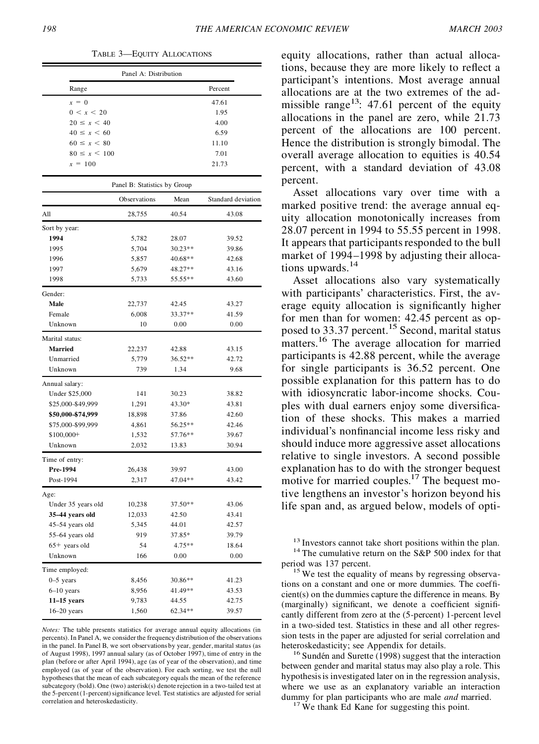TABLE 3—EQUITY ALLOCATIONS

| Panel A: Distribution | |
|---|---|
| Range | Percent |
| $x = 0$ | 47.61 |
| $0 < x < 20$ | 1.95 |
| $20 \leq x < 40$ | 4.00 |
| $40 \leq x < 60$ | 6.59 |
| $60 \leq x < 80$ | 11.10 |
| $80 \leq x < 100$ | 7.01 |
| $x = 100$ | 21.73 |

| Panel B: Statistics by Group | | | |
|---|---|---|---|
| | Observations | Mean | Standard deviation |
| All | 28,755 | 40.54 | 43.08 |
| Sort by year: | | | |
| **1994** | 5,782 | 28.07 | 39.52 |
| 1995 | 5,704 | 30.23** | 39.86 |
| 1996 | 5,857 | 40.68** | 42.68 |
| 1997 | 5,679 | 48.27** | 43.16 |
| 1998 | 5,733 | 55.55** | 43.60 |
| Gender: | | | |
| **Male** | 22,737 | 42.45 | 43.27 |
| Female | 6,008 | 33.37** | 41.59 |
| Unknown | 10 | 0.00 | 0.00 |
| Marital status: | | | |
| **Married** | 22,237 | 42.88 | 43.15 |
| Unmarried | 5,779 | 36.52** | 42.72 |
| Unknown | 739 | 1.34 | 9.68 |
| Annual salary: | | | |
| Under $25,000 | 141 | 30.23 | 38.82 |
| $25,000–$49,999 | 1,291 | 43.30* | 43.81 |
| **$50,000–$74,999** | 18,898 | 37.86 | 42.60 |
| $75,000–$99,999 | 4,861 | 56.25** | 42.46 |
| $100,000+ | 1,532 | 57.76** | 39.67 |
| Unknown | 2,032 | 13.83 | 30.94 |
| Time of entry: | | | |
| **Pre-1994** | 26,438 | 39.97 | 43.00 |
| Post-1994 | 2,317 | 47.04** | 43.42 |
| Age: | | | |
| Under 35 years old | 10,238 | 37.50** | 43.06 |
| **35–44 years old** | 12,033 | 42.50 | 43.41 |
| 45–54 years old | 5,345 | 44.01 | 42.57 |
| 55–64 years old | 919 | 37.85* | 39.79 |
| 65+ years old | 54 | 4.75** | 18.64 |
| Unknown | 166 | 0.00 | 0.00 |
| Time employed: | | | |
| 0–5 years | 8,456 | 30.86** | 41.23 |
| 6–10 years | 8,956 | 41.49** | 43.53 |
| **11–15 years** | 9,783 | 44.55 | 42.75 |
| 16–20 years | 1,560 | 62.34** | 39.57 |

*Notes:* The table presents statistics for average annual equity allocations (in percents). In Panel A, we consider the frequency distribution of the observations in the panel. In Panel B, we sort observations by year, gender, marital status (as of August 1998), 1997 annual salary (as of October 1997), time of entry in the plan (before or after April 1994), age (as of year of the observation), and time employed (as of year of the observation). For each sorting, we test the null hypotheses that the mean of each subcategory equals the mean of the reference subcategory (bold). One (two) asterisk(s) denote rejection in a two-tailed test at the 5-percent (1-percent) significance level. Test statistics are adjusted for serial correlation and heteroskedasticity.

equity allocations, rather than actual allocations, because they are more likely to reflect a participant's intentions. Most average annual allocations are at the two extremes of the admissible range[13]: 47.61 percent of the equity allocations in the panel are zero, while 21.73 percent of the allocations are 100 percent. Hence the distribution is strongly bimodal. The overall average allocation to equities is 40.54 percent, with a standard deviation of 43.08 percent.

Asset allocations vary over time with a marked positive trend: the average annual equity allocation monotonically increases from 28.07 percent in 1994 to 55.55 percent in 1998. It appears that participants responded to the bull market of 1994–1998 by adjusting their allocations upwards.[14]

Asset allocations also vary systematically with participants' characteristics. First, the average equity allocation is significantly higher for men than for women: 42.45 percent as opposed to 33.37 percent.[15] Second, marital status matters.[16] The average allocation for married participants is 42.88 percent, while the average for single participants is 36.52 percent. One possible explanation for this pattern has to do with idiosyncratic labor-income shocks. Couples with dual earners enjoy some diversification of these shocks. This makes a married individual's nonfinancial income less risky and should induce more aggressive asset allocations relative to single investors. A second possible explanation has to do with the stronger bequest motive for married couples.[17] The bequest motive lengthens an investor's horizon beyond his life span and, as argued below, models of opti-

[13] Investors cannot take short positions within the plan.

[14] The cumulative return on the S&P 500 index for that period was 137 percent.

[15] We test the equality of means by regressing observations on a constant and one or more dummies. The coefficient(s) on the dummies capture the difference in means. By (marginally) significant, we denote a coefficient significantly different from zero at the (5-percent) 1-percent level in a two-sided test. Statistics in these and all other regression tests in the paper are adjusted for serial correlation and heteroskedasticity; see Appendix for details.

[16] Sundén and Surette (1998) suggest that the interaction between gender and marital status may also play a role. This hypothesis is investigated later on in the regression analysis, where we use as an explanatory variable an interaction dummy for plan participants who are male *and* married.

[17] We thank Ed Kane for suggesting this point.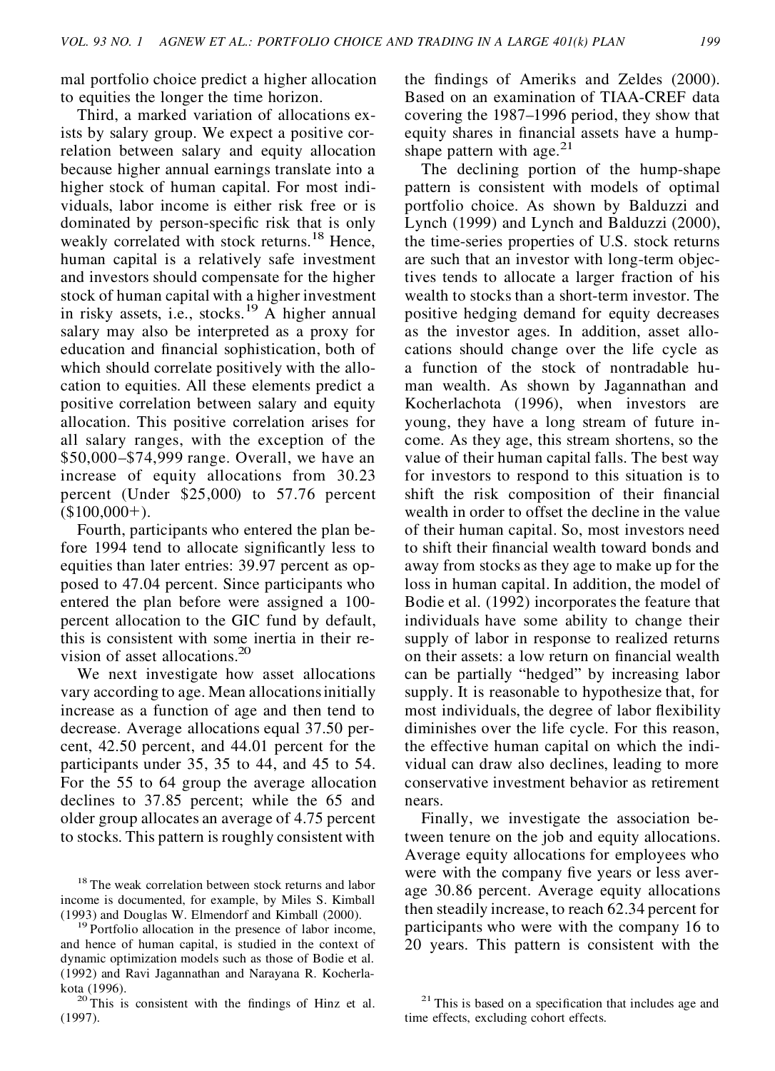mal portfolio choice predict a higher allocation to equities the longer the time horizon.

Third, a marked variation of allocations exists by salary group. We expect a positive correlation between salary and equity allocation because higher annual earnings translate into a higher stock of human capital. For most individuals, labor income is either risk free or is dominated by person-specific risk that is only weakly correlated with stock returns.[18] Hence, human capital is a relatively safe investment and investors should compensate for the higher stock of human capital with a higher investment in risky assets, i.e., stocks.[19] A higher annual salary may also be interpreted as a proxy for education and financial sophistication, both of which should correlate positively with the allocation to equities. All these elements predict a positive correlation between salary and equity allocation. This positive correlation arises for all salary ranges, with the exception of the $50,000–$74,999 range. Overall, we have an increase of equity allocations from 30.23 percent (Under $25,000) to 57.76 percent ($100,000+).

Fourth, participants who entered the plan before 1994 tend to allocate significantly less to equities than later entries: 39.97 percent as opposed to 47.04 percent. Since participants who entered the plan before were assigned a 100-percent allocation to the GIC fund by default, this is consistent with some inertia in their revision of asset allocations.[20]

We next investigate how asset allocations vary according to age. Mean allocations initially increase as a function of age and then tend to decrease. Average allocations equal 37.50 percent, 42.50 percent, and 44.01 percent for the participants under 35, 35 to 44, and 45 to 54. For the 55 to 64 group the average allocation declines to 37.85 percent; while the 65 and older group allocates an average of 4.75 percent to stocks. This pattern is roughly consistent with the findings of Ameriks and Zeldes (2000). Based on an examination of TIAA-CREF data covering the 1987–1996 period, they show that equity shares in financial assets have a hump-shape pattern with age.[21]

The declining portion of the hump-shape pattern is consistent with models of optimal portfolio choice. As shown by Balduzzi and Lynch (1999) and Lynch and Balduzzi (2000), the time-series properties of U.S. stock returns are such that an investor with long-term objectives tends to allocate a larger fraction of his wealth to stocks than a short-term investor. The positive hedging demand for equity decreases as the investor ages. In addition, asset allocations should change over the life cycle as a function of the stock of nontradable human wealth. As shown by Jagannathan and Kocherlachota (1996), when investors are young, they have a long stream of future income. As they age, this stream shortens, so the value of their human capital falls. The best way for investors to respond to this situation is to shift the risk composition of their financial wealth in order to offset the decline in the value of their human capital. So, most investors need to shift their financial wealth toward bonds and away from stocks as they age to make up for the loss in human capital. In addition, the model of Bodie et al. (1992) incorporates the feature that individuals have some ability to change their supply of labor in response to realized returns on their assets: a low return on financial wealth can be partially "hedged" by increasing labor supply. It is reasonable to hypothesize that, for most individuals, the degree of labor flexibility diminishes over the life cycle. For this reason, the effective human capital on which the individual can draw also declines, leading to more conservative investment behavior as retirement nears.

Finally, we investigate the association between tenure on the job and equity allocations. Average equity allocations for employees who were with the company five years or less average 30.86 percent. Average equity allocations then steadily increase, to reach 62.34 percent for participants who were with the company 16 to 20 years. This pattern is consistent with the

---

[18] The weak correlation between stock returns and labor income is documented, for example, by Miles S. Kimball (1993) and Douglas W. Elmendorf and Kimball (2000).

[19] Portfolio allocation in the presence of labor income, and hence of human capital, is studied in the context of dynamic optimization models such as those of Bodie et al. (1992) and Ravi Jagannathan and Narayana R. Kocherlakota (1996).

[20] This is consistent with the findings of Hinz et al. (1997).

[21] This is based on a specification that includes age and time effects, excluding cohort effects.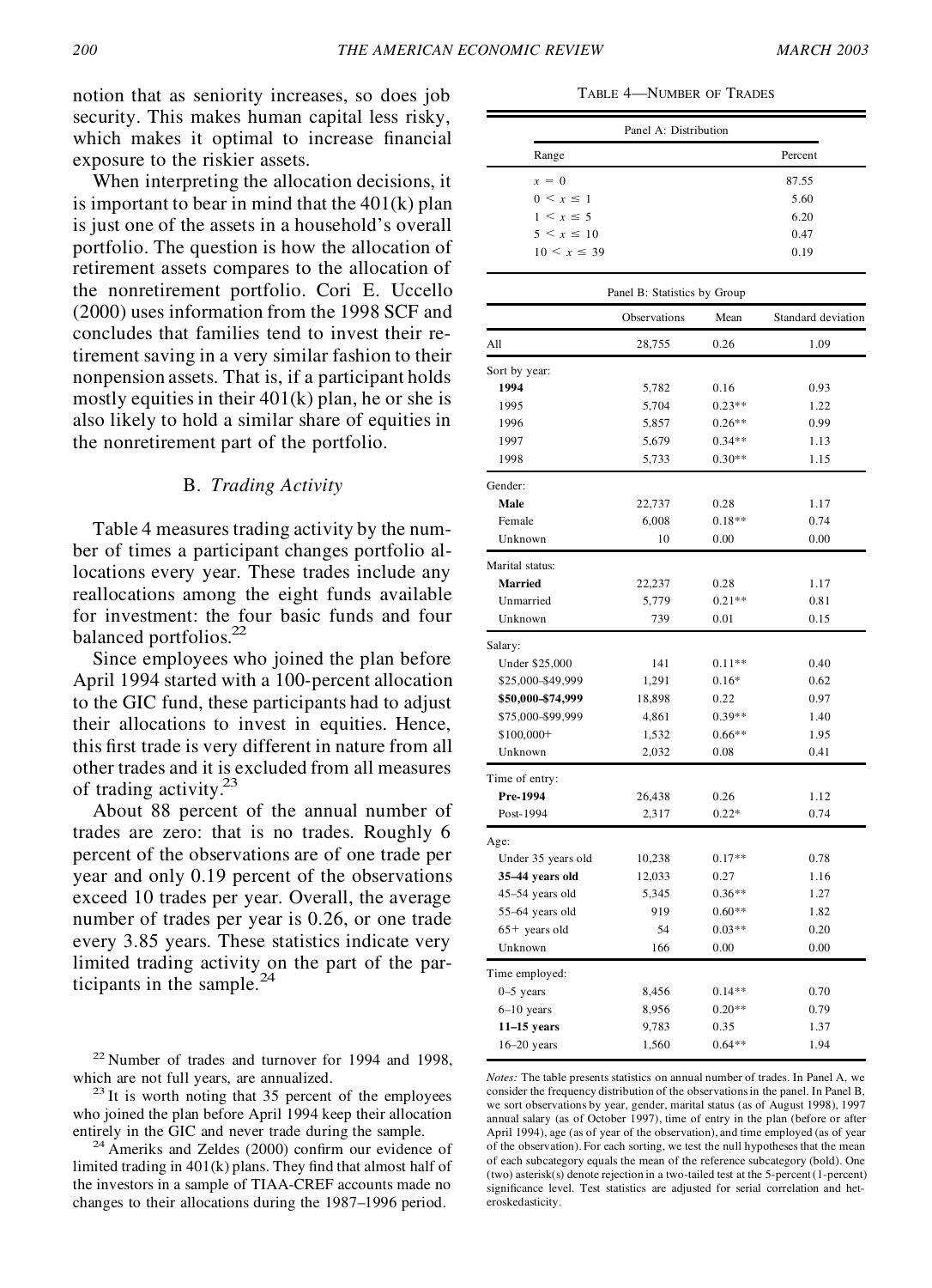notion that as seniority increases, so does job security. This makes human capital less risky, which makes it optimal to increase financial exposure to the riskier assets.

When interpreting the allocation decisions, it is important to bear in mind that the 401(k) plan is just one of the assets in a household's overall portfolio. The question is how the allocation of retirement assets compares to the allocation of the nonretirement portfolio. Cori E. Uccello (2000) uses information from the 1998 SCF and concludes that families tend to invest their retirement saving in a very similar fashion to their nonpension assets. That is, if a participant holds mostly equities in their 401(k) plan, he or she is also likely to hold a similar share of equities in the nonretirement part of the portfolio.

### B. *Trading Activity*

Table 4 measures trading activity by the number of times a participant changes portfolio allocations every year. These trades include any reallocations among the eight funds available for investment: the four basic funds and four balanced portfolios.[22]

Since employees who joined the plan before April 1994 started with a 100-percent allocation to the GIC fund, these participants had to adjust their allocations to invest in equities. Hence, this first trade is very different in nature from all other trades and it is excluded from all measures of trading activity.[23]

About 88 percent of the annual number of trades are zero: that is no trades. Roughly 6 percent of the observations are of one trade per year and only 0.19 percent of the observations exceed 10 trades per year. Overall, the average number of trades per year is 0.26, or one trade every 3.85 years. These statistics indicate very limited trading activity on the part of the participants in the sample.[24]

[22] Number of trades and turnover for 1994 and 1998, which are not full years, are annualized.

[23] It is worth noting that 35 percent of the employees who joined the plan before April 1994 keep their allocation entirely in the GIC and never trade during the sample.

[24] Ameriks and Zeldes (2000) confirm our evidence of limited trading in 401(k) plans. They find that almost half of the investors in a sample of TIAA-CREF accounts made no changes to their allocations during the 1987–1996 period.

TABLE 4—NUMBER OF TRADES

Panel A: Distribution

| Range | Percent |
|---|---|
| $x = 0$ | 87.55 |
| $0 < x \leq 1$ | 5.60 |
| $1 < x \leq 5$ | 6.20 |
| $5 < x \leq 10$ | 0.47 |
| $10 < x \leq 39$ | 0.19 |

Panel B: Statistics by Group

| | Observations | Mean | Standard deviation |
|---|---|---|---|
| All | 28,755 | 0.26 | 1.09 |
| Sort by year: | | | |
| **1994** | 5,782 | 0.16 | 0.93 |
| 1995 | 5,704 | 0.23** | 1.22 |
| 1996 | 5,857 | 0.26** | 0.99 |
| 1997 | 5,679 | 0.34** | 1.13 |
| 1998 | 5,733 | 0.30** | 1.15 |
| Gender: | | | |
| **Male** | 22,737 | 0.28 | 1.17 |
| Female | 6,008 | 0.18** | 0.74 |
| Unknown | 10 | 0.00 | 0.00 |
| Marital status: | | | |
| **Married** | 22,237 | 0.28 | 1.17 |
| Unmarried | 5,779 | 0.21** | 0.81 |
| Unknown | 739 | 0.01 | 0.15 |
| Salary: | | | |
| Under $25,000 | 141 | 0.11** | 0.40 |
| $25,000-$49,999 | 1,291 | 0.16* | 0.62 |
| **$50,000-$74,999** | 18,898 | 0.22 | 0.97 |
| $75,000-$99,999 | 4,861 | 0.39** | 1.40 |
| $100,000+ | 1,532 | 0.66** | 1.95 |
| Unknown | 2,032 | 0.08 | 0.41 |
| Time of entry: | | | |
| **Pre-1994** | 26,438 | 0.26 | 1.12 |
| Post-1994 | 2,317 | 0.22* | 0.74 |
| Age: | | | |
| Under 35 years old | 10,238 | 0.17** | 0.78 |
| **35–44 years old** | 12,033 | 0.27 | 1.16 |
| 45–54 years old | 5,345 | 0.36** | 1.27 |
| 55–64 years old | 919 | 0.60** | 1.82 |
| 65+ years old | 54 | 0.03** | 0.20 |
| Unknown | 166 | 0.00 | 0.00 |
| Time employed: | | | |
| 0–5 years | 8,456 | 0.14** | 0.70 |
| 6–10 years | 8,956 | 0.20** | 0.79 |
| **11–15 years** | 9,783 | 0.35 | 1.37 |
| 16–20 years | 1,560 | 0.64** | 1.94 |

*Notes:* The table presents statistics on annual number of trades. In Panel A, we consider the frequency distribution of the observations in the panel. In Panel B, we sort observations by year, gender, marital status (as of August 1998), 1997 annual salary (as of October 1997), time of entry in the plan (before or after April 1994), age (as of year of the observation), and time employed (as of year of the observation). For each sorting, we test the null hypotheses that the mean of each subcategory equals the mean of the reference subcategory (bold). One (two) asterisk(s) denote rejection in a two-tailed test at the 5-percent (1-percent) significance level. Test statistics are adjusted for serial correlation and heteroskedasticity.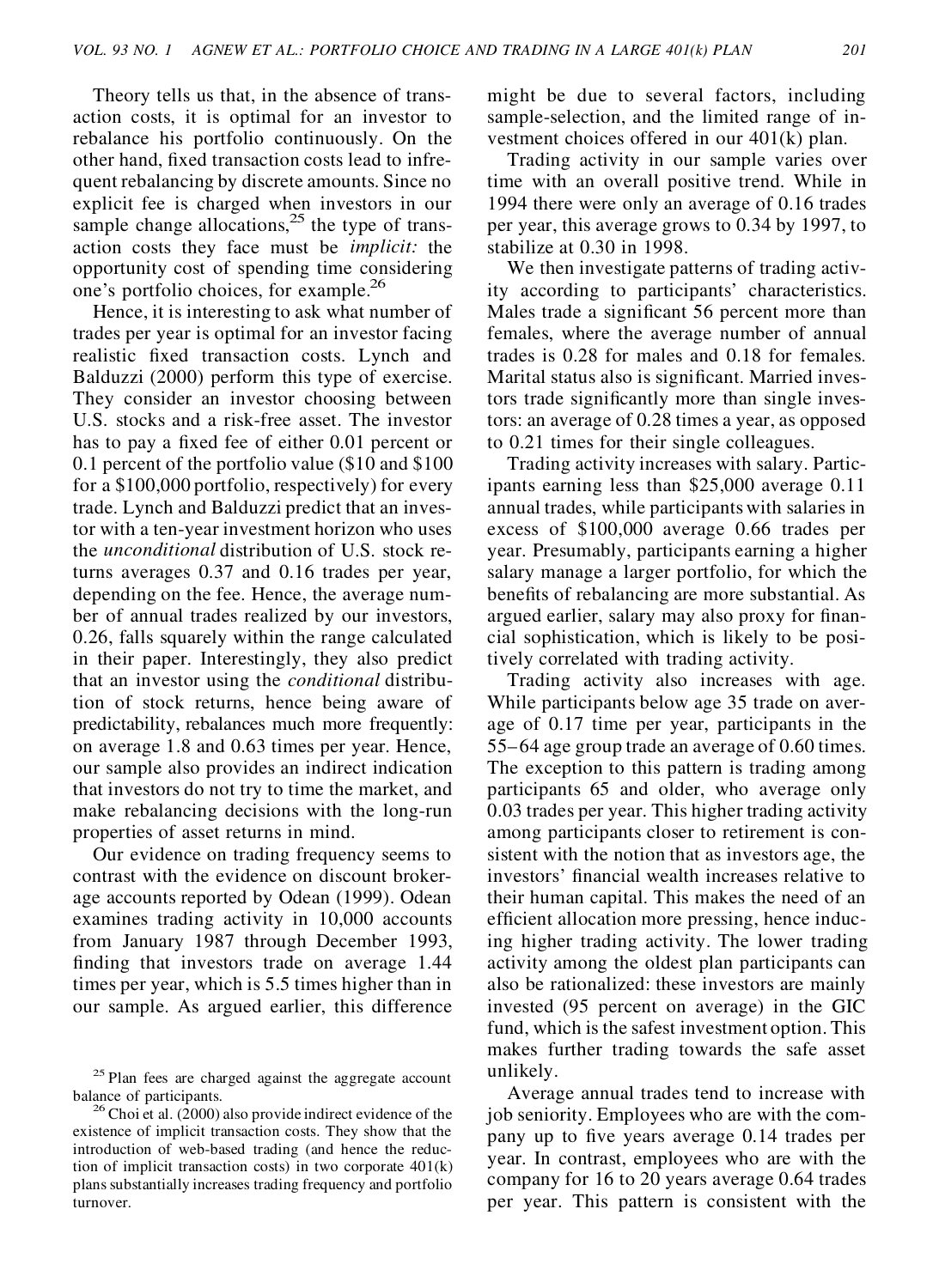Theory tells us that, in the absence of transaction costs, it is optimal for an investor to rebalance his portfolio continuously. On the other hand, fixed transaction costs lead to infrequent rebalancing by discrete amounts. Since no explicit fee is charged when investors in our sample change allocations,[25] the type of transaction costs they face must be *implicit:* the opportunity cost of spending time considering one's portfolio choices, for example.[26]

Hence, it is interesting to ask what number of trades per year is optimal for an investor facing realistic fixed transaction costs. Lynch and Balduzzi (2000) perform this type of exercise. They consider an investor choosing between U.S. stocks and a risk-free asset. The investor has to pay a fixed fee of either 0.01 percent or 0.1 percent of the portfolio value ($10 and $100 for a $100,000 portfolio, respectively) for every trade. Lynch and Balduzzi predict that an investor with a ten-year investment horizon who uses the *unconditional* distribution of U.S. stock returns averages 0.37 and 0.16 trades per year, depending on the fee. Hence, the average number of annual trades realized by our investors, 0.26, falls squarely within the range calculated in their paper. Interestingly, they also predict that an investor using the *conditional* distribution of stock returns, hence being aware of predictability, rebalances much more frequently: on average 1.8 and 0.63 times per year. Hence, our sample also provides an indirect indication that investors do not try to time the market, and make rebalancing decisions with the long-run properties of asset returns in mind.

Our evidence on trading frequency seems to contrast with the evidence on discount brokerage accounts reported by Odean (1999). Odean examines trading activity in 10,000 accounts from January 1987 through December 1993, finding that investors trade on average 1.44 times per year, which is 5.5 times higher than in our sample. As argued earlier, this difference might be due to several factors, including sample-selection, and the limited range of investment choices offered in our 401(k) plan.

Trading activity in our sample varies over time with an overall positive trend. While in 1994 there were only an average of 0.16 trades per year, this average grows to 0.34 by 1997, to stabilize at 0.30 in 1998.

We then investigate patterns of trading activity according to participants' characteristics. Males trade a significant 56 percent more than females, where the average number of annual trades is 0.28 for males and 0.18 for females. Marital status also is significant. Married investors trade significantly more than single investors: an average of 0.28 times a year, as opposed to 0.21 times for their single colleagues.

Trading activity increases with salary. Participants earning less than $25,000 average 0.11 annual trades, while participants with salaries in excess of $100,000 average 0.66 trades per year. Presumably, participants earning a higher salary manage a larger portfolio, for which the benefits of rebalancing are more substantial. As argued earlier, salary may also proxy for financial sophistication, which is likely to be positively correlated with trading activity.

Trading activity also increases with age. While participants below age 35 trade on average of 0.17 time per year, participants in the 55–64 age group trade an average of 0.60 times. The exception to this pattern is trading among participants 65 and older, who average only 0.03 trades per year. This higher trading activity among participants closer to retirement is consistent with the notion that as investors age, the investors' financial wealth increases relative to their human capital. This makes the need of an efficient allocation more pressing, hence inducing higher trading activity. The lower trading activity among the oldest plan participants can also be rationalized: these investors are mainly invested (95 percent on average) in the GIC fund, which is the safest investment option. This makes further trading towards the safe asset unlikely.

Average annual trades tend to increase with job seniority. Employees who are with the company up to five years average 0.14 trades per year. In contrast, employees who are with the company for 16 to 20 years average 0.64 trades per year. This pattern is consistent with the

[25] Plan fees are charged against the aggregate account balance of participants.

[26] Choi et al. (2000) also provide indirect evidence of the existence of implicit transaction costs. They show that the introduction of web-based trading (and hence the reduction of implicit transaction costs) in two corporate 401(k) plans substantially increases trading frequency and portfolio turnover.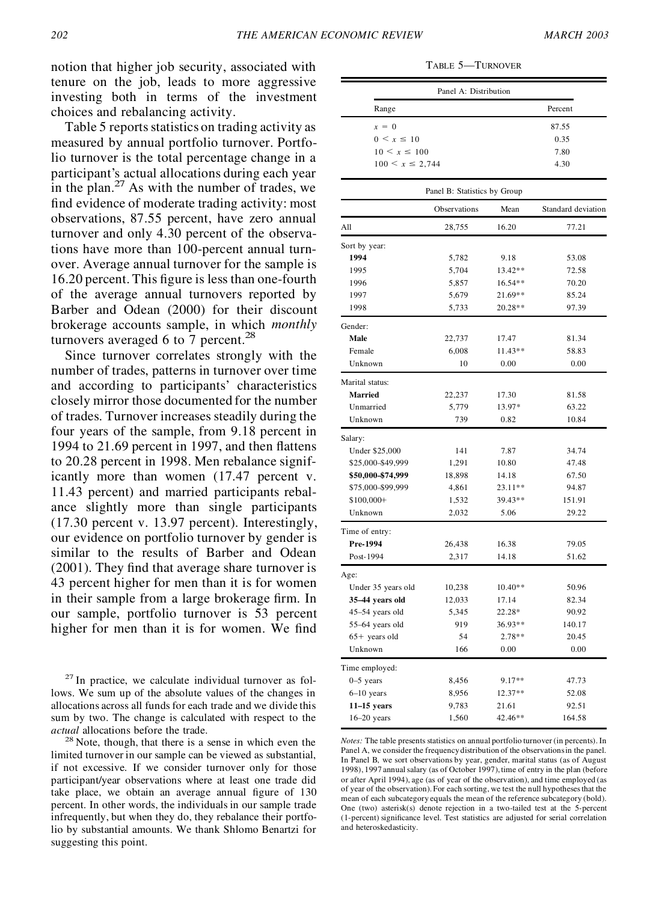notion that higher job security, associated with tenure on the job, leads to more aggressive investing both in terms of the investment choices and rebalancing activity.

Table 5 reports statistics on trading activity as measured by annual portfolio turnover. Portfolio turnover is the total percentage change in a participant's actual allocations during each year in the plan.[27] As with the number of trades, we find evidence of moderate trading activity: most observations, 87.55 percent, have zero annual turnover and only 4.30 percent of the observations have more than 100-percent annual turnover. Average annual turnover for the sample is 16.20 percent. This figure is less than one-fourth of the average annual turnovers reported by Barber and Odean (2000) for their discount brokerage accounts sample, in which *monthly* turnovers averaged 6 to 7 percent.[28]

Since turnover correlates strongly with the number of trades, patterns in turnover over time and according to participants' characteristics closely mirror those documented for the number of trades. Turnover increases steadily during the four years of the sample, from 9.18 percent in 1994 to 21.69 percent in 1997, and then flattens to 20.28 percent in 1998. Men rebalance significantly more than women (17.47 percent v. 11.43 percent) and married participants rebalance slightly more than single participants (17.30 percent v. 13.97 percent). Interestingly, our evidence on portfolio turnover by gender is similar to the results of Barber and Odean (2001). They find that average share turnover is 43 percent higher for men than it is for women in their sample from a large brokerage firm. In our sample, portfolio turnover is 53 percent higher for men than it is for women. We find

[27] In practice, we calculate individual turnover as follows. We sum up of the absolute values of the changes in allocations across all funds for each trade and we divide this sum by two. The change is calculated with respect to the *actual* allocations before the trade.

[28] Note, though, that there is a sense in which even the limited turnover in our sample can be viewed as substantial, if not excessive. If we consider turnover only for those participant/year observations where at least one trade did take place, we obtain an average annual figure of 130 percent. In other words, the individuals in our sample trade infrequently, but when they do, they rebalance their portfolio by substantial amounts. We thank Shlomo Benartzi for suggesting this point.

TABLE 5—TURNOVER

| Panel A: Distribution | |
|---|---|
| Range | Percent |
| $x = 0$ | 87.55 |
| $0 < x \leq 10$ | 0.35 |
| $10 < x \leq 100$ | 7.80 |
| $100 < x \leq 2{,}744$ | 4.30 |

| Panel B: Statistics by Group | Observations | Mean | Standard deviation |
|---|---|---|---|
| All | 28,755 | 16.20 | 77.21 |
| Sort by year: | | | |
| **1994** | 5,782 | 9.18 | 53.08 |
| 1995 | 5,704 | 13.42** | 72.58 |
| 1996 | 5,857 | 16.54** | 70.20 |
| 1997 | 5,679 | 21.69** | 85.24 |
| 1998 | 5,733 | 20.28** | 97.39 |
| Gender: | | | |
| **Male** | 22,737 | 17.47 | 81.34 |
| Female | 6,008 | 11.43** | 58.83 |
| Unknown | 10 | 0.00 | 0.00 |
| Marital status: | | | |
| **Married** | 22,237 | 17.30 | 81.58 |
| Unmarried | 5,779 | 13.97* | 63.22 |
| Unknown | 739 | 0.82 | 10.84 |
| Salary: | | | |
| Under \$25,000 | 141 | 7.87 | 34.74 |
| \$25,000-\$49,999 | 1,291 | 10.80 | 47.48 |
| **\$50,000-\$74,999** | 18,898 | 14.18 | 67.50 |
| \$75,000-\$99,999 | 4,861 | 23.11** | 94.87 |
| \$100,000+ | 1,532 | 39.43** | 151.91 |
| Unknown | 2,032 | 5.06 | 29.22 |
| Time of entry: | | | |
| **Pre-1994** | 26,438 | 16.38 | 79.05 |
| Post-1994 | 2,317 | 14.18 | 51.62 |
| Age: | | | |
| Under 35 years old | 10,238 | 10.40** | 50.96 |
| **35–44 years old** | 12,033 | 17.14 | 82.34 |
| 45–54 years old | 5,345 | 22.28* | 90.92 |
| 55–64 years old | 919 | 36.93** | 140.17 |
| 65+ years old | 54 | 2.78** | 20.45 |
| Unknown | 166 | 0.00 | 0.00 |
| Time employed: | | | |
| 0–5 years | 8,456 | 9.17** | 47.73 |
| 6–10 years | 8,956 | 12.37** | 52.08 |
| **11–15 years** | 9,783 | 21.61 | 92.51 |
| 16–20 years | 1,560 | 42.46** | 164.58 |

*Notes:* The table presents statistics on annual portfolio turnover (in percents). In Panel A, we consider the frequency distribution of the observations in the panel. In Panel B, we sort observations by year, gender, marital status (as of August 1998), 1997 annual salary (as of October 1997), time of entry in the plan (before or after April 1994), age (as of year of the observation), and time employed (as of year of the observation). For each sorting, we test the null hypotheses that the mean of each subcategory equals the mean of the reference subcategory (bold). One (two) asterisk(s) denote rejection in a two-tailed test at the 5-percent (1-percent) significance level. Test statistics are adjusted for serial correlation and heteroskedasticity.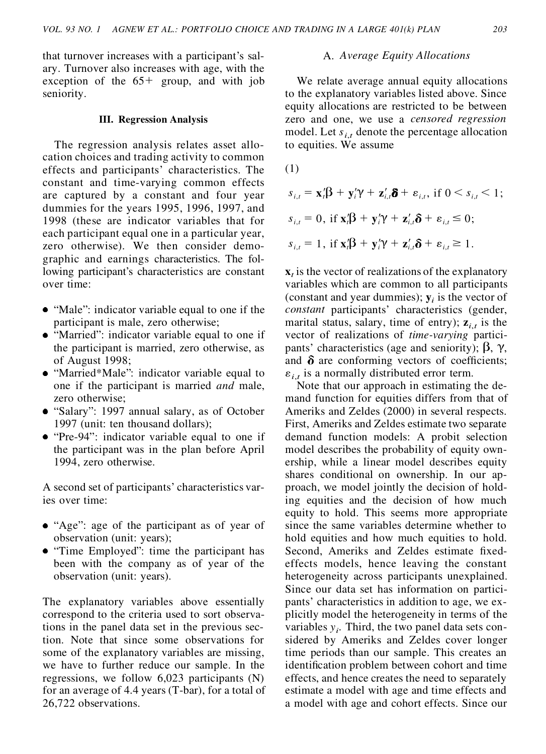that turnover increases with a participant's salary. Turnover also increases with age, with the exception of the 65+ group, and with job seniority.

### III. Regression Analysis

The regression analysis relates asset allocation choices and trading activity to common effects and participants' characteristics. The constant and time-varying common effects are captured by a constant and four year dummies for the years 1995, 1996, 1997, and 1998 (these are indicator variables that for each participant equal one in a particular year, zero otherwise). We then consider demographic and earnings characteristics. The following participant's characteristics are constant over time:

- "Male": indicator variable equal to one if the participant is male, zero otherwise;
- "Married": indicator variable equal to one if the participant is married, zero otherwise, as of August 1998;
- "Married*Male": indicator variable equal to one if the participant is married *and* male, zero otherwise;
- "Salary": 1997 annual salary, as of October 1997 (unit: ten thousand dollars);
- "Pre-94": indicator variable equal to one if the participant was in the plan before April 1994, zero otherwise.

A second set of participants' characteristics varies over time:

- "Age": age of the participant as of year of observation (unit: years);
- "Time Employed": time the participant has been with the company as of year of the observation (unit: years).

The explanatory variables above essentially correspond to the criteria used to sort observations in the panel data set in the previous section. Note that since some observations for some of the explanatory variables are missing, we have to further reduce our sample. In the regressions, we follow 6,023 participants (N) for an average of 4.4 years (T-bar), for a total of 26,722 observations.

#### A. *Average Equity Allocations*

We relate average annual equity allocations to the explanatory variables listed above. Since equity allocations are restricted to be between zero and one, we use a *censored regression* model. Let $s_{i,t}$ denote the percentage allocation to equities. We assume

(1)

$$s_{i,t} = \mathbf{x}_t'\beta + \mathbf{y}_i'\gamma + \mathbf{z}_{i,t}'\boldsymbol{\delta} + \varepsilon_{i,t}, \text{ if } 0 < s_{i,t} < 1;$$

$$s_{i,t} = 0, \text{ if } \mathbf{x}_t'\beta + \mathbf{y}_i'\gamma + \mathbf{z}_{i,t}'\boldsymbol{\delta} + \varepsilon_{i,t} \leq 0;$$

$$s_{i,t} = 1, \text{ if } \mathbf{x}_t'\beta + \mathbf{y}_i'\gamma + \mathbf{z}_{i,t}'\boldsymbol{\delta} + \varepsilon_{i,t} \geq 1.$$

$\mathbf{x}_t$ is the vector of realizations of the explanatory variables which are common to all participants (constant and year dummies); $\mathbf{y}_i$ is the vector of *constant* participants' characteristics (gender, marital status, salary, time of entry); $\mathbf{z}_{i,t}$ is the vector of realizations of *time-varying* participants' characteristics (age and seniority); $\beta$, $\gamma$, and $\boldsymbol{\delta}$ are conforming vectors of coefficients; $\varepsilon_{i,t}$ is a normally distributed error term.

Note that our approach in estimating the demand function for equities differs from that of Ameriks and Zeldes (2000) in several respects. First, Ameriks and Zeldes estimate two separate demand function models: A probit selection model describes the probability of equity ownership, while a linear model describes equity shares conditional on ownership. In our approach, we model jointly the decision of holding equities and the decision of how much equity to hold. This seems more appropriate since the same variables determine whether to hold equities and how much equities to hold. Second, Ameriks and Zeldes estimate fixed-effects models, hence leaving the constant heterogeneity across participants unexplained. Since our data set has information on participants' characteristics in addition to age, we explicitly model the heterogeneity in terms of the variables $y_i$. Third, the two panel data sets considered by Ameriks and Zeldes cover longer time periods than our sample. This creates an identification problem between cohort and time effects, and hence creates the need to separately estimate a model with age and time effects and a model with age and cohort effects. Since our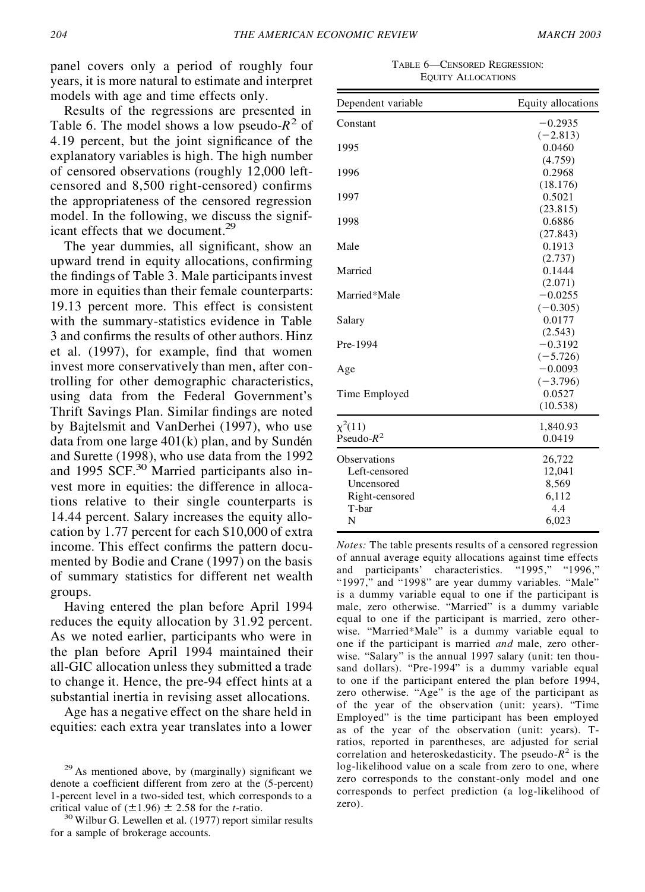panel covers only a period of roughly four years, it is more natural to estimate and interpret models with age and time effects only.

Results of the regressions are presented in Table 6. The model shows a low pseudo-$R^2$ of 4.19 percent, but the joint significance of the explanatory variables is high. The high number of censored observations (roughly 12,000 left-censored and 8,500 right-censored) confirms the appropriateness of the censored regression model. In the following, we discuss the significant effects that we document.[29]

The year dummies, all significant, show an upward trend in equity allocations, confirming the findings of Table 3. Male participants invest more in equities than their female counterparts: 19.13 percent more. This effect is consistent with the summary-statistics evidence in Table 3 and confirms the results of other authors. Hinz et al. (1997), for example, find that women invest more conservatively than men, after controlling for other demographic characteristics, using data from the Federal Government's Thrift Savings Plan. Similar findings are noted by Bajtelsmit and VanDerhei (1997), who use data from one large 401(k) plan, and by Sundén and Surette (1998), who use data from the 1992 and 1995 SCF.[30] Married participants also invest more in equities: the difference in allocations relative to their single counterparts is 14.44 percent. Salary increases the equity allocation by 1.77 percent for each \$10,000 of extra income. This effect confirms the pattern documented by Bodie and Crane (1997) on the basis of summary statistics for different net wealth groups.

Having entered the plan before April 1994 reduces the equity allocation by 31.92 percent. As we noted earlier, participants who were in the plan before April 1994 maintained their all-GIC allocation unless they submitted a trade to change it. Hence, the pre-94 effect hints at a substantial inertia in revising asset allocations.

Age has a negative effect on the share held in equities: each extra year translates into a lower

TABLE 6—CENSORED REGRESSION: EQUITY ALLOCATIONS

| Dependent variable | Equity allocations |
|---|---|
| Constant | −0.2935 |
| | (−2.813) |
| 1995 | 0.0460 |
| | (4.759) |
| 1996 | 0.2968 |
| | (18.176) |
| 1997 | 0.5021 |
| | (23.815) |
| 1998 | 0.6886 |
| | (27.843) |
| Male | 0.1913 |
| | (2.737) |
| Married | 0.1444 |
| | (2.071) |
| Married*Male | −0.0255 |
| | (−0.305) |
| Salary | 0.0177 |
| | (2.543) |
| Pre-1994 | −0.3192 |
| | (−5.726) |
| Age | −0.0093 |
| | (−3.796) |
| Time Employed | 0.0527 |
| | (10.538) |
| $\chi^2(11)$ | 1,840.93 |
| Pseudo-$R^2$ | 0.0419 |
| Observations | 26,722 |
| Left-censored | 12,041 |
| Uncensored | 8,569 |
| Right-censored | 6,112 |
| T-bar | 4.4 |
| N | 6,023 |

*Notes:* The table presents results of a censored regression of annual average equity allocations against time effects and participants' characteristics. "1995," "1996," "1997," and "1998" are year dummy variables. "Male" is a dummy variable equal to one if the participant is male, zero otherwise. "Married" is a dummy variable equal to one if the participant is married, zero otherwise. "Married*Male" is a dummy variable equal to one if the participant is married *and* male, zero otherwise. "Salary" is the annual 1997 salary (unit: ten thousand dollars). "Pre-1994" is a dummy variable equal to one if the participant entered the plan before 1994, zero otherwise. "Age" is the age of the participant as of the year of the observation (unit: years). "Time Employed" is the time participant has been employed as of the year of the observation (unit: years). T-ratios, reported in parentheses, are adjusted for serial correlation and heteroskedasticity. The pseudo-$R^2$ is the log-likelihood value on a scale from zero to one, where zero corresponds to the constant-only model and one corresponds to perfect prediction (a log-likelihood of zero).

[29] As mentioned above, by (marginally) significant we denote a coefficient different from zero at the (5-percent) 1-percent level in a two-sided test, which corresponds to a critical value of $(\pm 1.96) \pm 2.58$ for the $t$-ratio.

[30] Wilbur G. Lewellen et al. (1977) report similar results for a sample of brokerage accounts.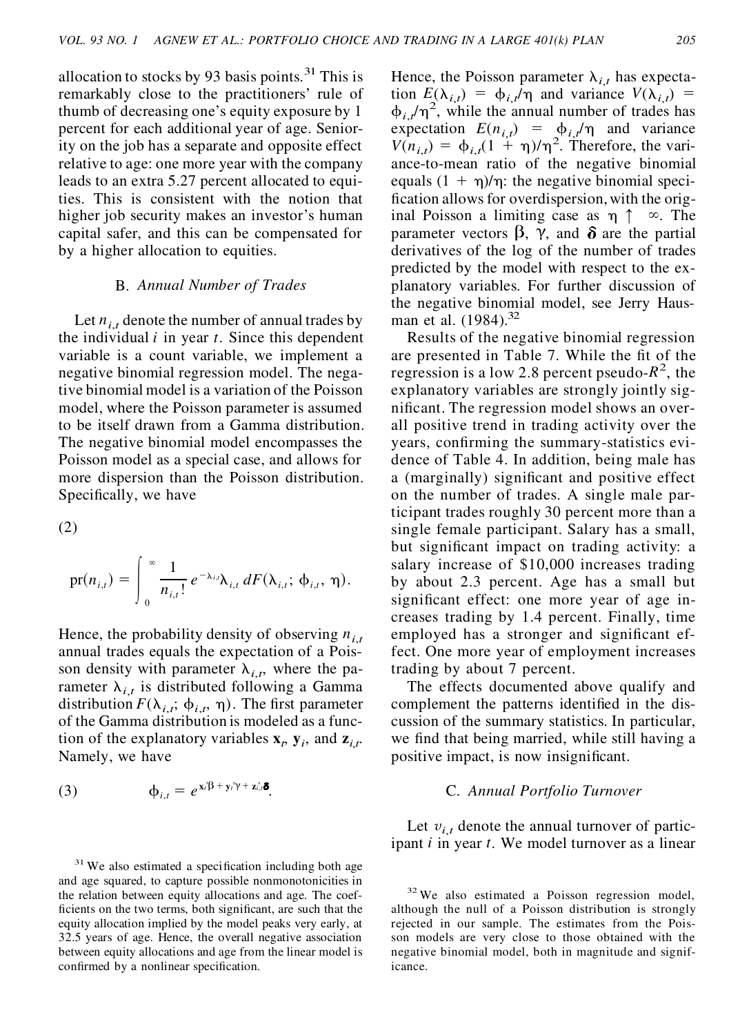allocation to stocks by 93 basis points.[31] This is remarkably close to the practitioners' rule of thumb of decreasing one's equity exposure by 1 percent for each additional year of age. Seniority on the job has a separate and opposite effect relative to age: one more year with the company leads to an extra 5.27 percent allocated to equities. This is consistent with the notion that higher job security makes an investor's human capital safer, and this can be compensated for by a higher allocation to equities.

### B. *Annual Number of Trades*

Let $n_{i,t}$ denote the number of annual trades by the individual $i$ in year $t$. Since this dependent variable is a count variable, we implement a negative binomial regression model. The negative binomial model is a variation of the Poisson model, where the Poisson parameter is assumed to be itself drawn from a Gamma distribution. The negative binomial model encompasses the Poisson model as a special case, and allows for more dispersion than the Poisson distribution. Specifically, we have

$$\text{pr}(n_{i,t}) = \int_0^{\infty} \frac{1}{n_{i,t}!} e^{-\lambda_{i,t}} \lambda_{i,t} \, dF(\lambda_{i,t}; \phi_{i,t}, \eta). \tag{2}$$

Hence, the probability density of observing $n_{i,t}$ annual trades equals the expectation of a Poisson density with parameter $\lambda_{i,t}$, where the parameter $\lambda_{i,t}$ is distributed following a Gamma distribution $F(\lambda_{i,t}; \phi_{i,t}, \eta)$. The first parameter of the Gamma distribution is modeled as a function of the explanatory variables $\mathbf{x}_t$, $\mathbf{y}_i$, and $\mathbf{z}_{i,t}$. Namely, we have

$$\phi_{i,t} = e^{\mathbf{x}_t'\boldsymbol{\beta} + \mathbf{y}_i'\boldsymbol{\gamma} + \mathbf{z}_{i,t}'\boldsymbol{\delta}}. \tag{3}$$

Hence, the Poisson parameter $\lambda_{i,t}$ has expectation $E(\lambda_{i,t}) = \phi_{i,t}/\eta$ and variance $V(\lambda_{i,t}) = \phi_{i,t}/\eta^2$, while the annual number of trades has expectation $E(n_{i,t}) = \phi_{i,t}/\eta$ and variance $V(n_{i,t}) = \phi_{i,t}(1 + \eta)/\eta^2$. Therefore, the variance-to-mean ratio of the negative binomial equals $(1 + \eta)/\eta$: the negative binomial specification allows for overdispersion, with the original Poisson a limiting case as $\eta \uparrow \infty$. The parameter vectors $\boldsymbol{\beta}$, $\boldsymbol{\gamma}$, and $\boldsymbol{\delta}$ are the partial derivatives of the log of the number of trades predicted by the model with respect to the explanatory variables. For further discussion of the negative binomial model, see Jerry Hausman et al. (1984).[32]

Results of the negative binomial regression are presented in Table 7. While the fit of the regression is a low 2.8 percent pseudo-$R^2$, the explanatory variables are strongly jointly significant. The regression model shows an overall positive trend in trading activity over the years, confirming the summary-statistics evidence of Table 4. In addition, being male has a (marginally) significant and positive effect on the number of trades. A single male participant trades roughly 30 percent more than a single female participant. Salary has a small, but significant impact on trading activity: a salary increase of \$10,000 increases trading by about 2.3 percent. Age has a small but significant effect: one more year of age increases trading by 1.4 percent. Finally, time employed has a stronger and significant effect. One more year of employment increases trading by about 7 percent.

The effects documented above qualify and complement the patterns identified in the discussion of the summary statistics. In particular, we find that being married, while still having a positive impact, is now insignificant.

### C. *Annual Portfolio Turnover*

Let $v_{i,t}$ denote the annual turnover of participant $i$ in year $t$. We model turnover as a linear

---

[31] We also estimated a specification including both age and age squared, to capture possible nonmonotonicities in the relation between equity allocations and age. The coefficients on the two terms, both significant, are such that the equity allocation implied by the model peaks very early, at 32.5 years of age. Hence, the overall negative association between equity allocations and age from the linear model is confirmed by a nonlinear specification.

[32] We also estimated a Poisson regression model, although the null of a Poisson distribution is strongly rejected in our sample. The estimates from the Poisson models are very close to those obtained with the negative binomial model, both in magnitude and significance.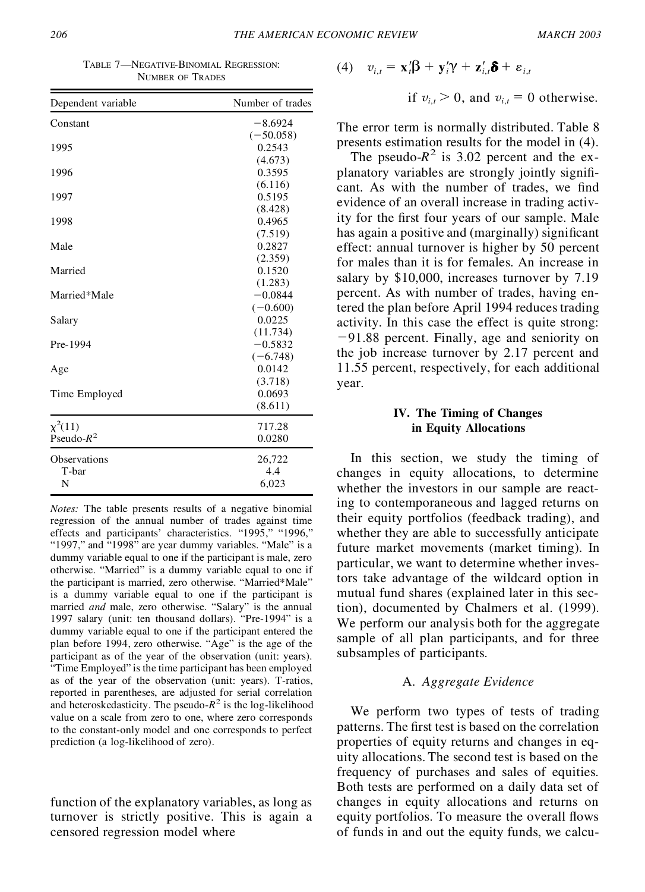TABLE 7—NEGATIVE-BINOMIAL REGRESSION: NUMBER OF TRADES

| Dependent variable | Number of trades |
|---|---|
| Constant | −8.6924 |
| | (−50.058) |
| 1995 | 0.2543 |
| | (4.673) |
| 1996 | 0.3595 |
| | (6.116) |
| 1997 | 0.5195 |
| | (8.428) |
| 1998 | 0.4965 |
| | (7.519) |
| Male | 0.2827 |
| | (2.359) |
| Married | 0.1520 |
| | (1.283) |
| Married*Male | −0.0844 |
| | (−0.600) |
| Salary | 0.0225 |
| | (11.734) |
| Pre-1994 | −0.5832 |
| | (−6.748) |
| Age | 0.0142 |
| | (3.718) |
| Time Employed | 0.0693 |
| | (8.611) |
| $\chi^2(11)$ | 717.28 |
| Pseudo-$R^2$ | 0.0280 |
| Observations | 26,722 |
| T-bar | 4.4 |
| N | 6,023 |

*Notes:* The table presents results of a negative binomial regression of the annual number of trades against time effects and participants' characteristics. "1995," "1996," "1997," and "1998" are year dummy variables. "Male" is a dummy variable equal to one if the participant is male, zero otherwise. "Married" is a dummy variable equal to one if the participant is married, zero otherwise. "Married*Male" is a dummy variable equal to one if the participant is married *and* male, zero otherwise. "Salary" is the annual 1997 salary (unit: ten thousand dollars). "Pre-1994" is a dummy variable equal to one if the participant entered the plan before 1994, zero otherwise. "Age" is the age of the participant as of the year of the observation (unit: years). "Time Employed" is the time participant has been employed as of the year of the observation (unit: years). T-ratios, reported in parentheses, are adjusted for serial correlation and heteroskedasticity. The pseudo-$R^2$ is the log-likelihood value on a scale from zero to one, where zero corresponds to the constant-only model and one corresponds to perfect prediction (a log-likelihood of zero).

function of the explanatory variables, as long as turnover is strictly positive. This is again a censored regression model where

$$(4) \quad v_{i,t} = \mathbf{x}_t'\boldsymbol{\beta} + \mathbf{y}_i'\boldsymbol{\gamma} + \mathbf{z}_{i,t}'\boldsymbol{\delta} + \varepsilon_{i,t}$$

$$\text{if } v_{i,t} > 0, \text{ and } v_{i,t} = 0 \text{ otherwise.}$$

The error term is normally distributed. Table 8 presents estimation results for the model in (4).

The pseudo-$R^2$ is 3.02 percent and the explanatory variables are strongly jointly significant. As with the number of trades, we find evidence of an overall increase in trading activity for the first four years of our sample. Male has again a positive and (marginally) significant effect: annual turnover is higher by 50 percent for males than it is for females. An increase in salary by \$10,000, increases turnover by 7.19 percent. As with number of trades, having entered the plan before April 1994 reduces trading activity. In this case the effect is quite strong: −91.88 percent. Finally, age and seniority on the job increase turnover by 2.17 percent and 11.55 percent, respectively, for each additional year.

## IV. The Timing of Changes in Equity Allocations

In this section, we study the timing of changes in equity allocations, to determine whether the investors in our sample are reacting to contemporaneous and lagged returns on their equity portfolios (feedback trading), and whether they are able to successfully anticipate future market movements (market timing). In particular, we want to determine whether investors take advantage of the wildcard option in mutual fund shares (explained later in this section), documented by Chalmers et al. (1999). We perform our analysis both for the aggregate sample of all plan participants, and for three subsamples of participants.

### A. *Aggregate Evidence*

We perform two types of tests of trading patterns. The first test is based on the correlation properties of equity returns and changes in equity allocations. The second test is based on the frequency of purchases and sales of equities. Both tests are performed on a daily data set of changes in equity allocations and returns on equity portfolios. To measure the overall flows of funds in and out the equity funds, we calcu-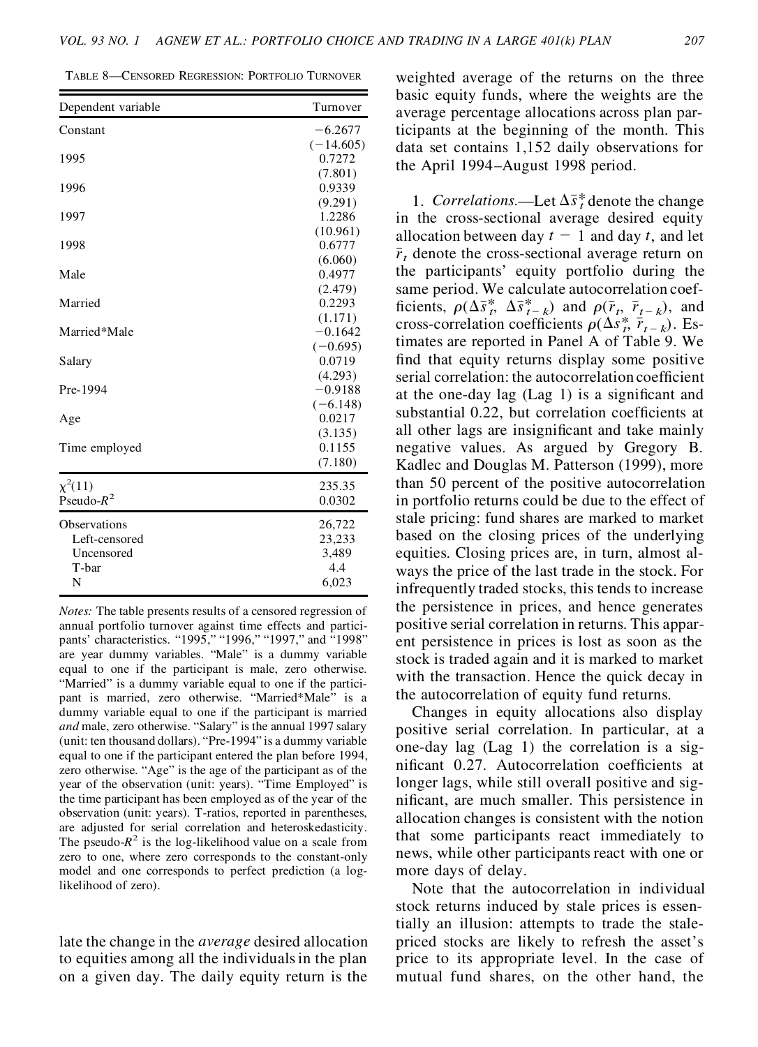TABLE 8—CENSORED REGRESSION: PORTFOLIO TURNOVER

| Dependent variable | Turnover |
|---|---|
| Constant | −6.2677 |
| | (−14.605) |
| 1995 | 0.7272 |
| | (7.801) |
| 1996 | 0.9339 |
| | (9.291) |
| 1997 | 1.2286 |
| | (10.961) |
| 1998 | 0.6777 |
| | (6.060) |
| Male | 0.4977 |
| | (2.479) |
| Married | 0.2293 |
| | (1.171) |
| Married*Male | −0.1642 |
| | (−0.695) |
| Salary | 0.0719 |
| | (4.293) |
| Pre-1994 | −0.9188 |
| | (−6.148) |
| Age | 0.0217 |
| | (3.135) |
| Time employed | 0.1155 |
| | (7.180) |
| $\chi^2(11)$ | 235.35 |
| Pseudo-$R^2$ | 0.0302 |
| Observations | 26,722 |
| Left-censored | 23,233 |
| Uncensored | 3,489 |
| T-bar | 4.4 |
| N | 6,023 |

*Notes:* The table presents results of a censored regression of annual portfolio turnover against time effects and participants' characteristics. "1995," "1996," "1997," and "1998" are year dummy variables. "Male" is a dummy variable equal to one if the participant is male, zero otherwise. "Married" is a dummy variable equal to one if the participant is married, zero otherwise. "Married*Male" is a dummy variable equal to one if the participant is married *and* male, zero otherwise. "Salary" is the annual 1997 salary (unit: ten thousand dollars). "Pre-1994" is a dummy variable equal to one if the participant entered the plan before 1994, zero otherwise. "Age" is the age of the participant as of the year of the observation (unit: years). "Time Employed" is the time participant has been employed as of the year of the observation (unit: years). T-ratios, reported in parentheses, are adjusted for serial correlation and heteroskedasticity. The pseudo-$R^2$ is the log-likelihood value on a scale from zero to one, where zero corresponds to the constant-only model and one corresponds to perfect prediction (a log-likelihood of zero).

late the change in the *average* desired allocation to equities among all the individuals in the plan on a given day. The daily equity return is the weighted average of the returns on the three basic equity funds, where the weights are the average percentage allocations across plan participants at the beginning of the month. This data set contains 1,152 daily observations for the April 1994–August 1998 period.

1. *Correlations.*—Let $\Delta\bar{s}_t^*$ denote the change in the cross-sectional average desired equity allocation between day $t - 1$ and day $t$, and let $\bar{r}_t$ denote the cross-sectional average return on the participants' equity portfolio during the same period. We calculate autocorrelation coefficients, $\rho(\Delta\bar{s}_t^*, \Delta\bar{s}_{t-k}^*)$ and $\rho(\bar{r}_t, \bar{r}_{t-k})$, and cross-correlation coefficients $\rho(\Delta\bar{s}_t^*, \bar{r}_{t-k})$. Estimates are reported in Panel A of Table 9. We find that equity returns display some positive serial correlation: the autocorrelation coefficient at the one-day lag (Lag 1) is a significant and substantial 0.22, but correlation coefficients at all other lags are insignificant and take mainly negative values. As argued by Gregory B. Kadlec and Douglas M. Patterson (1999), more than 50 percent of the positive autocorrelation in portfolio returns could be due to the effect of stale pricing: fund shares are marked to market based on the closing prices of the underlying equities. Closing prices are, in turn, almost always the price of the last trade in the stock. For infrequently traded stocks, this tends to increase the persistence in prices, and hence generates positive serial correlation in returns. This apparent persistence in prices is lost as soon as the stock is traded again and it is marked to market with the transaction. Hence the quick decay in the autocorrelation of equity fund returns.

Changes in equity allocations also display positive serial correlation. In particular, at a one-day lag (Lag 1) the correlation is a significant 0.27. Autocorrelation coefficients at longer lags, while still overall positive and significant, are much smaller. This persistence in allocation changes is consistent with the notion that some participants react immediately to news, while other participants react with one or more days of delay.

Note that the autocorrelation in individual stock returns induced by stale prices is essentially an illusion: attempts to trade the stale-priced stocks are likely to refresh the asset's price to its appropriate level. In the case of mutual fund shares, on the other hand, the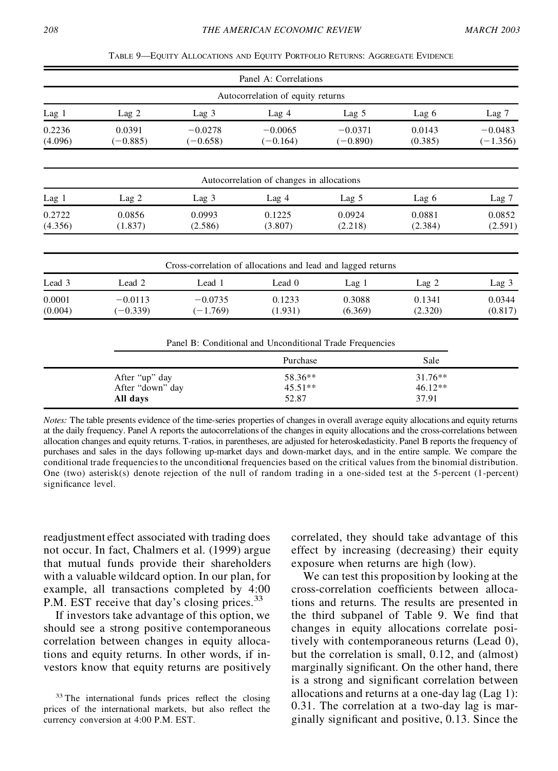TABLE 9—EQUITY ALLOCATIONS AND EQUITY PORTFOLIO RETURNS: AGGREGATE EVIDENCE

Panel A: Correlations

Autocorrelation of equity returns

| Lag 1 | Lag 2 | Lag 3 | Lag 4 | Lag 5 | Lag 6 | Lag 7 |
|---|---|---|---|---|---|---|
| 0.2236 | 0.0391 | −0.0278 | −0.0065 | −0.0371 | 0.0143 | −0.0483 |
| (4.096) | (−0.885) | (−0.658) | (−0.164) | (−0.890) | (0.385) | (−1.356) |

Autocorrelation of changes in allocations

| Lag 1 | Lag 2 | Lag 3 | Lag 4 | Lag 5 | Lag 6 | Lag 7 |
|---|---|---|---|---|---|---|
| 0.2722 | 0.0856 | 0.0993 | 0.1225 | 0.0924 | 0.0881 | 0.0852 |
| (4.356) | (1.837) | (2.586) | (3.807) | (2.218) | (2.384) | (2.591) |

Cross-correlation of allocations and lead and lagged returns

| Lead 3 | Lead 2 | Lead 1 | Lead 0 | Lag 1 | Lag 2 | Lag 3 |
|---|---|---|---|---|---|---|
| 0.0001 | −0.0113 | −0.0735 | 0.1233 | 0.3088 | 0.1341 | 0.0344 |
| (0.004) | (−0.339) | (−1.769) | (1.931) | (6.369) | (2.320) | (0.817) |

Panel B: Conditional and Unconditional Trade Frequencies

| | Purchase | Sale |
|---|---|---|
| After "up" day | 58.36** | 31.76** |
| After "down" day | 45.51** | 46.12** |
| **All days** | 52.87 | 37.91 |

*Notes:* The table presents evidence of the time-series properties of changes in overall average equity allocations and equity returns at the daily frequency. Panel A reports the autocorrelations of the changes in equity allocations and the cross-correlations between allocation changes and equity returns. T-ratios, in parentheses, are adjusted for heteroskedasticity. Panel B reports the frequency of purchases and sales in the days following up-market days and down-market days, and in the entire sample. We compare the conditional trade frequencies to the unconditional frequencies based on the critical values from the binomial distribution. One (two) asterisk(s) denote rejection of the null of random trading in a one-sided test at the 5-percent (1-percent) significance level.

readjustment effect associated with trading does not occur. In fact, Chalmers et al. (1999) argue that mutual funds provide their shareholders with a valuable wildcard option. In our plan, for example, all transactions completed by 4:00 P.M. EST receive that day's closing prices.[33]

If investors take advantage of this option, we should see a strong positive contemporaneous correlation between changes in equity allocations and equity returns. In other words, if investors know that equity returns are positively correlated, they should take advantage of this effect by increasing (decreasing) their equity exposure when returns are high (low).

We can test this proposition by looking at the cross-correlation coefficients between allocations and returns. The results are presented in the third subpanel of Table 9. We find that changes in equity allocations correlate positively with contemporaneous returns (Lead 0), but the correlation is small, 0.12, and (almost) marginally significant. On the other hand, there is a strong and significant correlation between allocations and returns at a one-day lag (Lag 1): 0.31. The correlation at a two-day lag is marginally significant and positive, 0.13. Since the

[33] The international funds prices reflect the closing prices of the international markets, but also reflect the currency conversion at 4:00 P.M. EST.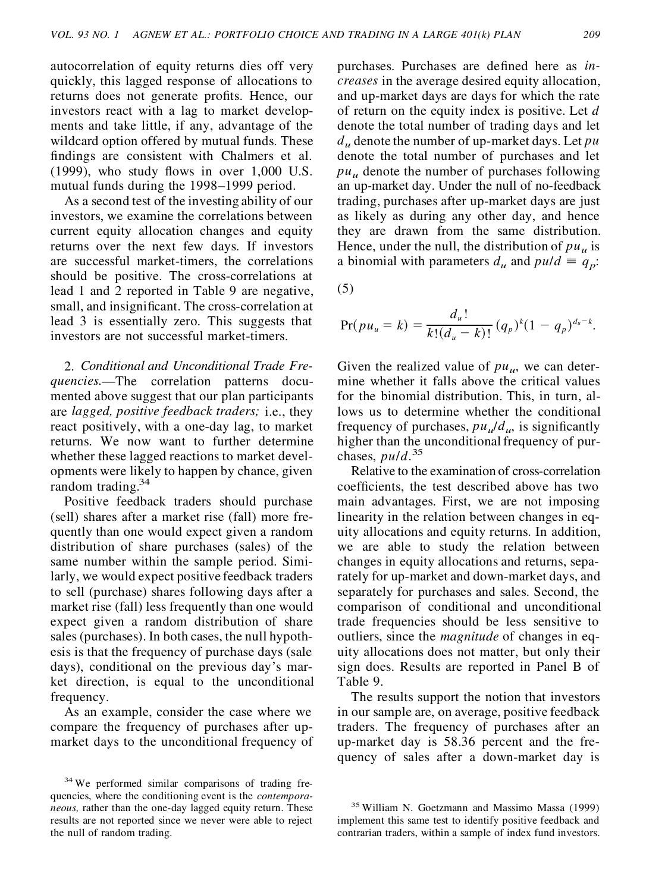autocorrelation of equity returns dies off very quickly, this lagged response of allocations to returns does not generate profits. Hence, our investors react with a lag to market developments and take little, if any, advantage of the wildcard option offered by mutual funds. These findings are consistent with Chalmers et al. (1999), who study flows in over 1,000 U.S. mutual funds during the 1998–1999 period.

As a second test of the investing ability of our investors, we examine the correlations between current equity allocation changes and equity returns over the next few days. If investors are successful market-timers, the correlations should be positive. The cross-correlations at lead 1 and 2 reported in Table 9 are negative, small, and insignificant. The cross-correlation at lead 3 is essentially zero. This suggests that investors are not successful market-timers.

2. *Conditional and Unconditional Trade Frequencies.*—The correlation patterns documented above suggest that our plan participants are *lagged, positive feedback traders;* i.e., they react positively, with a one-day lag, to market returns. We now want to further determine whether these lagged reactions to market developments were likely to happen by chance, given random trading.[34]

Positive feedback traders should purchase (sell) shares after a market rise (fall) more frequently than one would expect given a random distribution of share purchases (sales) of the same number within the sample period. Similarly, we would expect positive feedback traders to sell (purchase) shares following days after a market rise (fall) less frequently than one would expect given a random distribution of share sales (purchases). In both cases, the null hypothesis is that the frequency of purchase days (sale days), conditional on the previous day's market direction, is equal to the unconditional frequency.

As an example, consider the case where we compare the frequency of purchases after up-market days to the unconditional frequency of purchases. Purchases are defined here as *increases* in the average desired equity allocation, and up-market days are days for which the rate of return on the equity index is positive. Let $d$ denote the total number of trading days and let $d_u$ denote the number of up-market days. Let $pu$ denote the total number of purchases and let $pu_u$ denote the number of purchases following an up-market day. Under the null of no-feedback trading, purchases after up-market days are just as likely as during any other day, and hence they are drawn from the same distribution. Hence, under the null, the distribution of $pu_u$ is a binomial with parameters $d_u$ and $pu/d \equiv q_p$:

(5)

$$\Pr(pu_u = k) = \frac{d_u!}{k!(d_u - k)!}(q_p)^k(1 - q_p)^{d_u - k}.$$

Given the realized value of $pu_u$, we can determine whether it falls above the critical values for the binomial distribution. This, in turn, allows us to determine whether the conditional frequency of purchases, $pu_u/d_u$, is significantly higher than the unconditional frequency of purchases, $pu/d$.[35]

Relative to the examination of cross-correlation coefficients, the test described above has two main advantages. First, we are not imposing linearity in the relation between changes in equity allocations and equity returns. In addition, we are able to study the relation between changes in equity allocations and returns, separately for up-market and down-market days, and separately for purchases and sales. Second, the comparison of conditional and unconditional trade frequencies should be less sensitive to outliers, since the *magnitude* of changes in equity allocations does not matter, but only their sign does. Results are reported in Panel B of Table 9.

The results support the notion that investors in our sample are, on average, positive feedback traders. The frequency of purchases after an up-market day is 58.36 percent and the frequency of sales after a down-market day is

[34] We performed similar comparisons of trading frequencies, where the conditioning event is the *contemporaneous,* rather than the one-day lagged equity return. These results are not reported since we never were able to reject the null of random trading.

[35] William N. Goetzmann and Massimo Massa (1999) implement this same test to identify positive feedback and contrarian traders, within a sample of index fund investors.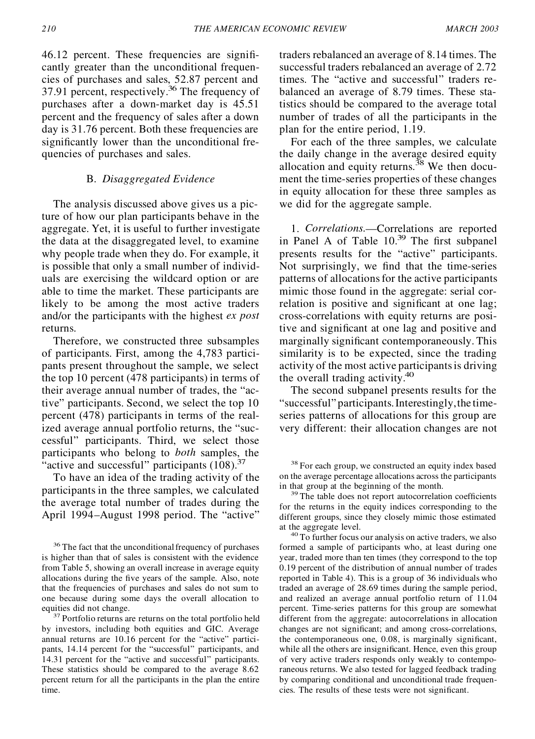46.12 percent. These frequencies are significantly greater than the unconditional frequencies of purchases and sales, 52.87 percent and 37.91 percent, respectively.[36] The frequency of purchases after a down-market day is 45.51 percent and the frequency of sales after a down day is 31.76 percent. Both these frequencies are significantly lower than the unconditional frequencies of purchases and sales.

### B. *Disaggregated Evidence*

The analysis discussed above gives us a picture of how our plan participants behave in the aggregate. Yet, it is useful to further investigate the data at the disaggregated level, to examine why people trade when they do. For example, it is possible that only a small number of individuals are exercising the wildcard option or are able to time the market. These participants are likely to be among the most active traders and/or the participants with the highest *ex post* returns.

Therefore, we constructed three subsamples of participants. First, among the 4,783 participants present throughout the sample, we select the top 10 percent (478 participants) in terms of their average annual number of trades, the "active" participants. Second, we select the top 10 percent (478) participants in terms of the realized average annual portfolio returns, the "successful" participants. Third, we select those participants who belong to *both* samples, the "active and successful" participants (108).[37]

To have an idea of the trading activity of the participants in the three samples, we calculated the average total number of trades during the April 1994–August 1998 period. The "active" traders rebalanced an average of 8.14 times. The successful traders rebalanced an average of 2.72 times. The "active and successful" traders rebalanced an average of 8.79 times. These statistics should be compared to the average total number of trades of all the participants in the plan for the entire period, 1.19.

For each of the three samples, we calculate the daily change in the average desired equity allocation and equity returns.[38] We then document the time-series properties of these changes in equity allocation for these three samples as we did for the aggregate sample.

1. *Correlations.*—Correlations are reported in Panel A of Table 10.[39] The first subpanel presents results for the "active" participants. Not surprisingly, we find that the time-series patterns of allocations for the active participants mimic those found in the aggregate: serial correlation is positive and significant at one lag; cross-correlations with equity returns are positive and significant at one lag and positive and marginally significant contemporaneously. This similarity is to be expected, since the trading activity of the most active participants is driving the overall trading activity.[40]

The second subpanel presents results for the "successful" participants. Interestingly, the time-series patterns of allocations for this group are very different: their allocation changes are not

---

[36] The fact that the unconditional frequency of purchases is higher than that of sales is consistent with the evidence from Table 5, showing an overall increase in average equity allocations during the five years of the sample. Also, note that the frequencies of purchases and sales do not sum to one because during some days the overall allocation to equities did not change.

[37] Portfolio returns are returns on the total portfolio held by investors, including both equities and GIC. Average annual returns are 10.16 percent for the "active" participants, 14.14 percent for the "successful" participants, and 14.31 percent for the "active and successful" participants. These statistics should be compared to the average 8.62 percent return for all the participants in the plan the entire time.

[38] For each group, we constructed an equity index based on the average percentage allocations across the participants in that group at the beginning of the month.

[39] The table does not report autocorrelation coefficients for the returns in the equity indices corresponding to the different groups, since they closely mimic those estimated at the aggregate level.

[40] To further focus our analysis on active traders, we also formed a sample of participants who, at least during one year, traded more than ten times (they correspond to the top 0.19 percent of the distribution of annual number of trades reported in Table 4). This is a group of 36 individuals who traded an average of 28.69 times during the sample period, and realized an average annual portfolio return of 11.04 percent. Time-series patterns for this group are somewhat different from the aggregate: autocorrelations in allocation changes are not significant; and among cross-correlations, the contemporaneous one, 0.08, is marginally significant, while all the others are insignificant. Hence, even this group of very active traders responds only weakly to contemporaneous returns. We also tested for lagged feedback trading by comparing conditional and unconditional trade frequencies. The results of these tests were not significant.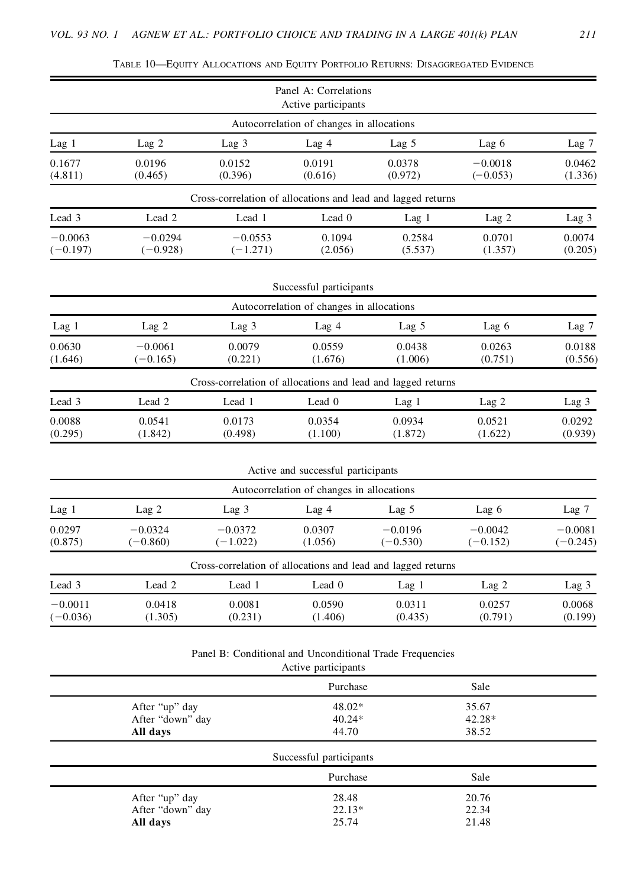TABLE 10—EQUITY ALLOCATIONS AND EQUITY PORTFOLIO RETURNS: DISAGGREGATED EVIDENCE

Panel A: Correlations

Active participants

Autocorrelation of changes in allocations

| Lag 1 | Lag 2 | Lag 3 | Lag 4 | Lag 5 | Lag 6 | Lag 7 |
|---|---|---|---|---|---|---|
| 0.1677 | 0.0196 | 0.0152 | 0.0191 | 0.0378 | −0.0018 | 0.0462 |
| (4.811) | (0.465) | (0.396) | (0.616) | (0.972) | (−0.053) | (1.336) |

Cross-correlation of allocations and lead and lagged returns

| Lead 3 | Lead 2 | Lead 1 | Lead 0 | Lag 1 | Lag 2 | Lag 3 |
|---|---|---|---|---|---|---|
| −0.0063 | −0.0294 | −0.0553 | 0.1094 | 0.2584 | 0.0701 | 0.0074 |
| (−0.197) | (−0.928) | (−1.271) | (2.056) | (5.537) | (1.357) | (0.205) |

Successful participants

Autocorrelation of changes in allocations

| Lag 1 | Lag 2 | Lag 3 | Lag 4 | Lag 5 | Lag 6 | Lag 7 |
|---|---|---|---|---|---|---|
| 0.0630 | −0.0061 | 0.0079 | 0.0559 | 0.0438 | 0.0263 | 0.0188 |
| (1.646) | (−0.165) | (0.221) | (1.676) | (1.006) | (0.751) | (0.556) |

Cross-correlation of allocations and lead and lagged returns

| Lead 3 | Lead 2 | Lead 1 | Lead 0 | Lag 1 | Lag 2 | Lag 3 |
|---|---|---|---|---|---|---|
| 0.0088 | 0.0541 | 0.0173 | 0.0354 | 0.0934 | 0.0521 | 0.0292 |
| (0.295) | (1.842) | (0.498) | (1.100) | (1.872) | (1.622) | (0.939) |

Active and successful participants

Autocorrelation of changes in allocations

| Lag 1 | Lag 2 | Lag 3 | Lag 4 | Lag 5 | Lag 6 | Lag 7 |
|---|---|---|---|---|---|---|
| 0.0297 | −0.0324 | −0.0372 | 0.0307 | −0.0196 | −0.0042 | −0.0081 |
| (0.875) | (−0.860) | (−1.022) | (1.056) | (−0.530) | (−0.152) | (−0.245) |

Cross-correlation of allocations and lead and lagged returns

| Lead 3 | Lead 2 | Lead 1 | Lead 0 | Lag 1 | Lag 2 | Lag 3 |
|---|---|---|---|---|---|---|
| −0.0011 | 0.0418 | 0.0081 | 0.0590 | 0.0311 | 0.0257 | 0.0068 |
| (−0.036) | (1.305) | (0.231) | (1.406) | (0.435) | (0.791) | (0.199) |

Panel B: Conditional and Unconditional Trade Frequencies

Active participants

| | Purchase | Sale |
|---|---|---|
| After "up" day | 48.02* | 35.67 |
| After "down" day | 40.24* | 42.28* |
| **All days** | 44.70 | 38.52 |

Successful participants

| | Purchase | Sale |
|---|---|---|
| After "up" day | 28.48 | 20.76 |
| After "down" day | 22.13* | 22.34 |
| **All days** | 25.74 | 21.48 |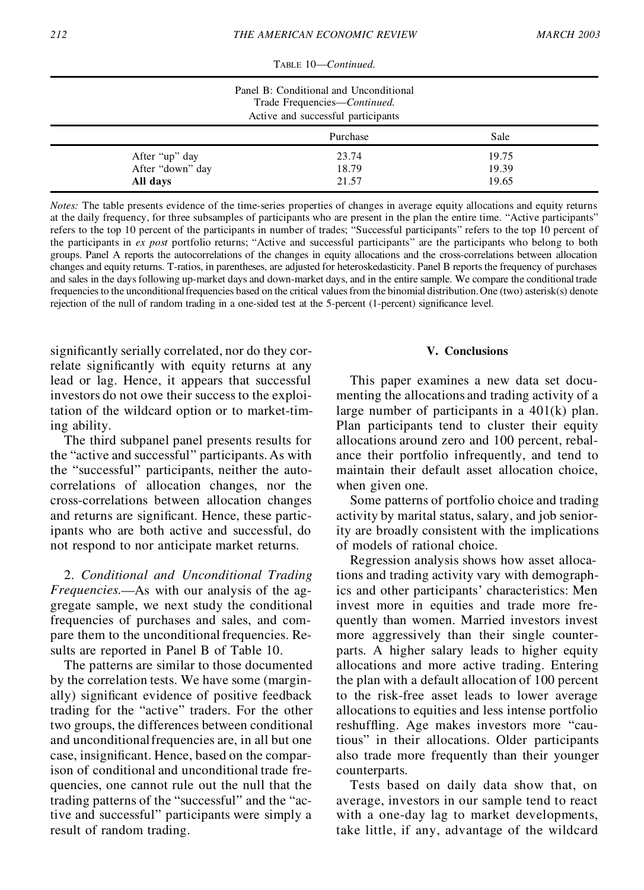Table 10—*Continued.*

| Panel B: Conditional and Unconditional Trade Frequencies—*Continued.* Active and successful participants | | |
|---|---|---|
| | Purchase | Sale |
| After "up" day | 23.74 | 19.75 |
| After "down" day | 18.79 | 19.39 |
| **All days** | 21.57 | 19.65 |

*Notes:* The table presents evidence of the time-series properties of changes in average equity allocations and equity returns at the daily frequency, for three subsamples of participants who are present in the plan the entire time. "Active participants" refers to the top 10 percent of the participants in number of trades; "Successful participants" refers to the top 10 percent of the participants in *ex post* portfolio returns; "Active and successful participants" are the participants who belong to both groups. Panel A reports the autocorrelations of the changes in equity allocations and the cross-correlations between allocation changes and equity returns. T-ratios, in parentheses, are adjusted for heteroskedasticity. Panel B reports the frequency of purchases and sales in the days following up-market days and down-market days, and in the entire sample. We compare the conditional trade frequencies to the unconditional frequencies based on the critical values from the binomial distribution. One (two) asterisk(s) denote rejection of the null of random trading in a one-sided test at the 5-percent (1-percent) significance level.

significantly serially correlated, nor do they correlate significantly with equity returns at any lead or lag. Hence, it appears that successful investors do not owe their success to the exploitation of the wildcard option or to market-timing ability.

The third subpanel panel presents results for the "active and successful" participants. As with the "successful" participants, neither the autocorrelations of allocation changes, nor the cross-correlations between allocation changes and returns are significant. Hence, these participants who are both active and successful, do not respond to nor anticipate market returns.

2. *Conditional and Unconditional Trading Frequencies.*—As with our analysis of the aggregate sample, we next study the conditional frequencies of purchases and sales, and compare them to the unconditional frequencies. Results are reported in Panel B of Table 10.

The patterns are similar to those documented by the correlation tests. We have some (marginally) significant evidence of positive feedback trading for the "active" traders. For the other two groups, the differences between conditional and unconditional frequencies are, in all but one case, insignificant. Hence, based on the comparison of conditional and unconditional trade frequencies, one cannot rule out the null that the trading patterns of the "successful" and the "active and successful" participants were simply a result of random trading.

## V. Conclusions

This paper examines a new data set documenting the allocations and trading activity of a large number of participants in a 401(k) plan. Plan participants tend to cluster their equity allocations around zero and 100 percent, rebalance their portfolio infrequently, and tend to maintain their default asset allocation choice, when given one.

Some patterns of portfolio choice and trading activity by marital status, salary, and job seniority are broadly consistent with the implications of models of rational choice.

Regression analysis shows how asset allocations and trading activity vary with demographics and other participants' characteristics: Men invest more in equities and trade more frequently than women. Married investors invest more aggressively than their single counterparts. A higher salary leads to higher equity allocations and more active trading. Entering the plan with a default allocation of 100 percent to the risk-free asset leads to lower average allocations to equities and less intense portfolio reshuffling. Age makes investors more "cautious" in their allocations. Older participants also trade more frequently than their younger counterparts.

Tests based on daily data show that, on average, investors in our sample tend to react with a one-day lag to market developments, take little, if any, advantage of the wildcard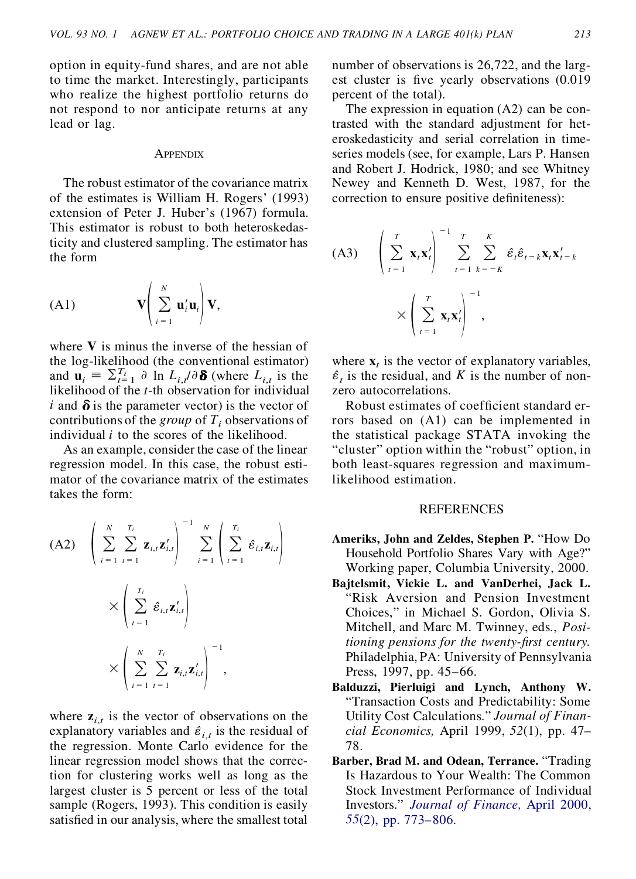option in equity-fund shares, and are not able to time the market. Interestingly, participants who realize the highest portfolio returns do not respond to nor anticipate returns at any lead or lag.

## Appendix

The robust estimator of the covariance matrix of the estimates is William H. Rogers' (1993) extension of Peter J. Huber's (1967) formula. This estimator is robust to both heteroskedasticity and clustered sampling. The estimator has the form

$$\text{(A1)} \qquad \mathbf{V}\left(\sum_{i=1}^{N} \mathbf{u}_i' \mathbf{u}_i\right)\mathbf{V},$$

where $\mathbf{V}$ is minus the inverse of the hessian of the log-likelihood (the conventional estimator) and $\mathbf{u}_i \equiv \sum_{t=1}^{T_i} \partial \ln L_{i,t} / \partial \boldsymbol{\delta}$ (where $L_{i,t}$ is the likelihood of the $t$-th observation for individual $i$ and $\boldsymbol{\delta}$ is the parameter vector) is the vector of contributions of the *group* of $T_i$ observations of individual $i$ to the scores of the likelihood.

As an example, consider the case of the linear regression model. In this case, the robust estimator of the covariance matrix of the estimates takes the form:

$$\text{(A2)} \quad \left(\sum_{i=1}^{N}\sum_{t=1}^{T_i} \mathbf{z}_{i,t}\mathbf{z}_{i,t}'\right)^{-1} \sum_{i=1}^{N}\left(\sum_{t=1}^{T_i} \hat{\varepsilon}_{i,t}\mathbf{z}_{i,t}\right) \times \left(\sum_{t=1}^{T_i} \hat{\varepsilon}_{i,t}\mathbf{z}_{i,t}'\right) \times \left(\sum_{i=1}^{N}\sum_{t=1}^{T_i} \mathbf{z}_{i,t}\mathbf{z}_{i,t}'\right)^{-1},$$

where $\mathbf{z}_{i,t}$ is the vector of observations on the explanatory variables and $\hat{\varepsilon}_{i,t}$ is the residual of the regression. Monte Carlo evidence for the linear regression model shows that the correction for clustering works well as long as the largest cluster is 5 percent or less of the total sample (Rogers, 1993). This condition is easily satisfied in our analysis, where the smallest total number of observations is 26,722, and the largest cluster is five yearly observations (0.019 percent of the total).

The expression in equation (A2) can be contrasted with the standard adjustment for heteroskedasticity and serial correlation in time-series models (see, for example, Lars P. Hansen and Robert J. Hodrick, 1980; and see Whitney Newey and Kenneth D. West, 1987, for the correction to ensure positive definiteness):

$$\text{(A3)} \quad \left(\sum_{t=1}^{T} \mathbf{x}_t\mathbf{x}_t'\right)^{-1} \sum_{t=1}^{T}\sum_{k=-K}^{K} \hat{\varepsilon}_t\hat{\varepsilon}_{t-k}\mathbf{x}_t\mathbf{x}_{t-k}' \times \left(\sum_{t=1}^{T} \mathbf{x}_t\mathbf{x}_t'\right)^{-1},$$

where $\mathbf{x}_t$ is the vector of explanatory variables, $\hat{\varepsilon}_t$ is the residual, and $K$ is the number of nonzero autocorrelations.

Robust estimates of coefficient standard errors based on (A1) can be implemented in the statistical package STATA invoking the "cluster" option within the "robust" option, in both least-squares regression and maximum-likelihood estimation.

## References

**Ameriks, John and Zeldes, Stephen P.** "How Do Household Portfolio Shares Vary with Age?" Working paper, Columbia University, 2000.

**Bajtelsmit, Vickie L. and VanDerhei, Jack L.** "Risk Aversion and Pension Investment Choices," in Michael S. Gordon, Olivia S. Mitchell, and Marc M. Twinney, eds., *Positioning pensions for the twenty-first century.* Philadelphia, PA: University of Pennsylvania Press, 1997, pp. 45–66.

**Balduzzi, Pierluigi and Lynch, Anthony W.** "Transaction Costs and Predictability: Some Utility Cost Calculations." *Journal of Financial Economics,* April 1999, *52*(1), pp. 47–78.

**Barber, Brad M. and Odean, Terrance.** "Trading Is Hazardous to Your Wealth: The Common Stock Investment Performance of Individual Investors." *Journal of Finance,* April 2000, *55*(2), pp. 773–806.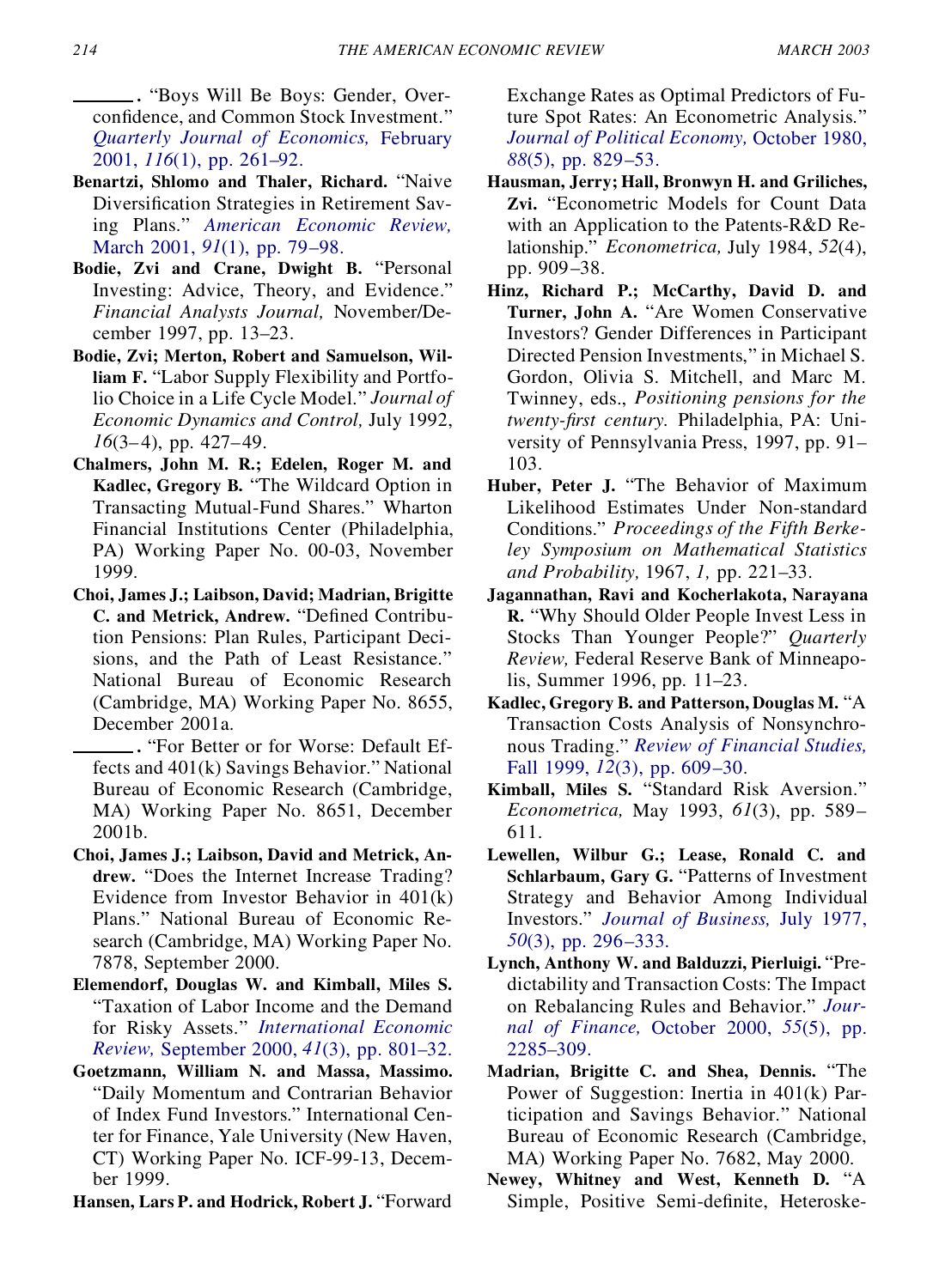———. "Boys Will Be Boys: Gender, Overconfidence, and Common Stock Investment." *Quarterly Journal of Economics,* February 2001, *116*(1), pp. 261–92.

**Benartzi, Shlomo and Thaler, Richard.** "Naive Diversification Strategies in Retirement Saving Plans." *American Economic Review,* March 2001, *91*(1), pp. 79–98.

**Bodie, Zvi and Crane, Dwight B.** "Personal Investing: Advice, Theory, and Evidence." *Financial Analysts Journal,* November/December 1997, pp. 13–23.

**Bodie, Zvi; Merton, Robert and Samuelson, William F.** "Labor Supply Flexibility and Portfolio Choice in a Life Cycle Model." *Journal of Economic Dynamics and Control,* July 1992, *16*(3–4), pp. 427–49.

**Chalmers, John M. R.; Edelen, Roger M. and Kadlec, Gregory B.** "The Wildcard Option in Transacting Mutual-Fund Shares." Wharton Financial Institutions Center (Philadelphia, PA) Working Paper No. 00-03, November 1999.

**Choi, James J.; Laibson, David; Madrian, Brigitte C. and Metrick, Andrew.** "Defined Contribution Pensions: Plan Rules, Participant Decisions, and the Path of Least Resistance." National Bureau of Economic Research (Cambridge, MA) Working Paper No. 8655, December 2001a.

———. "For Better or for Worse: Default Effects and 401(k) Savings Behavior." National Bureau of Economic Research (Cambridge, MA) Working Paper No. 8651, December 2001b.

**Choi, James J.; Laibson, David and Metrick, Andrew.** "Does the Internet Increase Trading? Evidence from Investor Behavior in 401(k) Plans." National Bureau of Economic Research (Cambridge, MA) Working Paper No. 7878, September 2000.

**Elemendorf, Douglas W. and Kimball, Miles S.** "Taxation of Labor Income and the Demand for Risky Assets." *International Economic Review,* September 2000, *41*(3), pp. 801–32.

**Goetzmann, William N. and Massa, Massimo.** "Daily Momentum and Contrarian Behavior of Index Fund Investors." International Center for Finance, Yale University (New Haven, CT) Working Paper No. ICF-99-13, December 1999.

**Hansen, Lars P. and Hodrick, Robert J.** "Forward Exchange Rates as Optimal Predictors of Future Spot Rates: An Econometric Analysis." *Journal of Political Economy,* October 1980, *88*(5), pp. 829–53.

**Hausman, Jerry; Hall, Bronwyn H. and Griliches, Zvi.** "Econometric Models for Count Data with an Application to the Patents-R&D Relationship." *Econometrica,* July 1984, *52*(4), pp. 909–38.

**Hinz, Richard P.; McCarthy, David D. and Turner, John A.** "Are Women Conservative Investors? Gender Differences in Participant Directed Pension Investments," in Michael S. Gordon, Olivia S. Mitchell, and Marc M. Twinney, eds., *Positioning pensions for the twenty-first century.* Philadelphia, PA: University of Pennsylvania Press, 1997, pp. 91–103.

**Huber, Peter J.** "The Behavior of Maximum Likelihood Estimates Under Non-standard Conditions." *Proceedings of the Fifth Berkeley Symposium on Mathematical Statistics and Probability,* 1967, *1,* pp. 221–33.

**Jagannathan, Ravi and Kocherlakota, Narayana R.** "Why Should Older People Invest Less in Stocks Than Younger People?" *Quarterly Review,* Federal Reserve Bank of Minneapolis, Summer 1996, pp. 11–23.

**Kadlec, Gregory B. and Patterson, Douglas M.** "A Transaction Costs Analysis of Nonsynchronous Trading." *Review of Financial Studies,* Fall 1999, *12*(3), pp. 609–30.

**Kimball, Miles S.** "Standard Risk Aversion." *Econometrica,* May 1993, *61*(3), pp. 589–611.

**Lewellen, Wilbur G.; Lease, Ronald C. and Schlarbaum, Gary G.** "Patterns of Investment Strategy and Behavior Among Individual Investors." *Journal of Business,* July 1977, *50*(3), pp. 296–333.

**Lynch, Anthony W. and Balduzzi, Pierluigi.** "Predictability and Transaction Costs: The Impact on Rebalancing Rules and Behavior." *Journal of Finance,* October 2000, *55*(5), pp. 2285–309.

**Madrian, Brigitte C. and Shea, Dennis.** "The Power of Suggestion: Inertia in 401(k) Participation and Savings Behavior." National Bureau of Economic Research (Cambridge, MA) Working Paper No. 7682, May 2000.

**Newey, Whitney and West, Kenneth D.** "A Simple, Positive Semi-definite, Heteroske-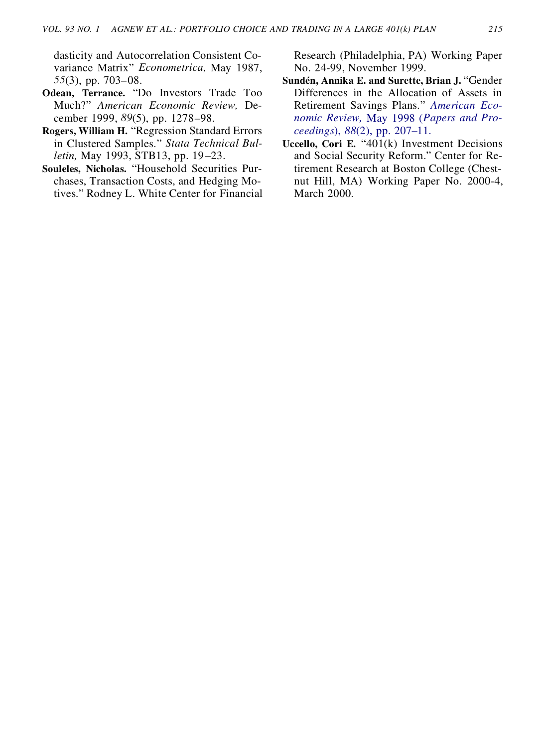dasticity and Autocorrelation Consistent Covariance Matrix" *Econometrica,* May 1987, *55*(3), pp. 703–08.

**Odean, Terrance.** "Do Investors Trade Too Much?" *American Economic Review,* December 1999, *89*(5), pp. 1278–98.

**Rogers, William H.** "Regression Standard Errors in Clustered Samples." *Stata Technical Bulletin,* May 1993, STB13, pp. 19–23.

**Souleles, Nicholas.** "Household Securities Purchases, Transaction Costs, and Hedging Motives." Rodney L. White Center for Financial Research (Philadelphia, PA) Working Paper No. 24-99, November 1999.

**Sundén, Annika E. and Surette, Brian J.** "Gender Differences in the Allocation of Assets in Retirement Savings Plans." *American Economic Review,* May 1998 (*Papers and Proceedings*), *88*(2), pp. 207–11.

**Uccello, Cori E.** "401(k) Investment Decisions and Social Security Reform." Center for Retirement Research at Boston College (Chestnut Hill, MA) Working Paper No. 2000-4, March 2000.